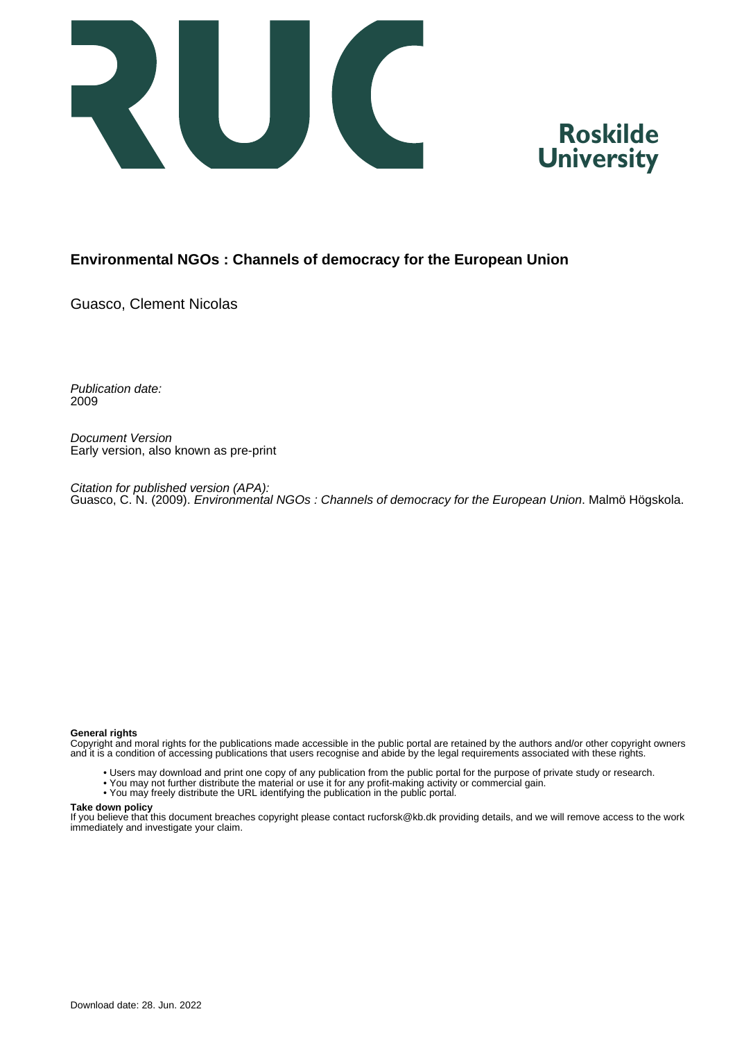Roskilde University

# Environmental NGOs : Channels of democracy for the European Union

Guasco, Clement Nicolas

*Publication date:*
2009

*Document Version*
Early version, also known as pre-print

*Citation for published version (APA):*
Guasco, C. N. (2009). *Environmental NGOs : Channels of democracy for the European Union*. Malmö Högskola.

**General rights**
Copyright and moral rights for the publications made accessible in the public portal are retained by the authors and/or other copyright owners and it is a condition of accessing publications that users recognise and abide by the legal requirements associated with these rights.

- Users may download and print one copy of any publication from the public portal for the purpose of private study or research.
- You may not further distribute the material or use it for any profit-making activity or commercial gain.
- You may freely distribute the URL identifying the publication in the public portal.

**Take down policy**
If you believe that this document breaches copyright please contact rucforsk@kb.dk providing details, and we will remove access to the work immediately and investigate your claim.

Download date: 28. Jun. 2022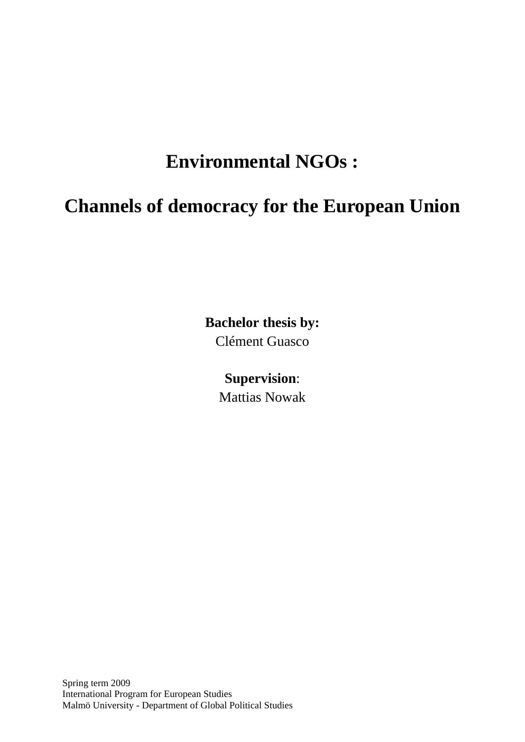# Environmental NGOs :

# Channels of democracy for the European Union

**Bachelor thesis by:**
Clément Guasco

**Supervision**:
Mattias Nowak

Spring term 2009
International Program for European Studies
Malmö University - Department of Global Political Studies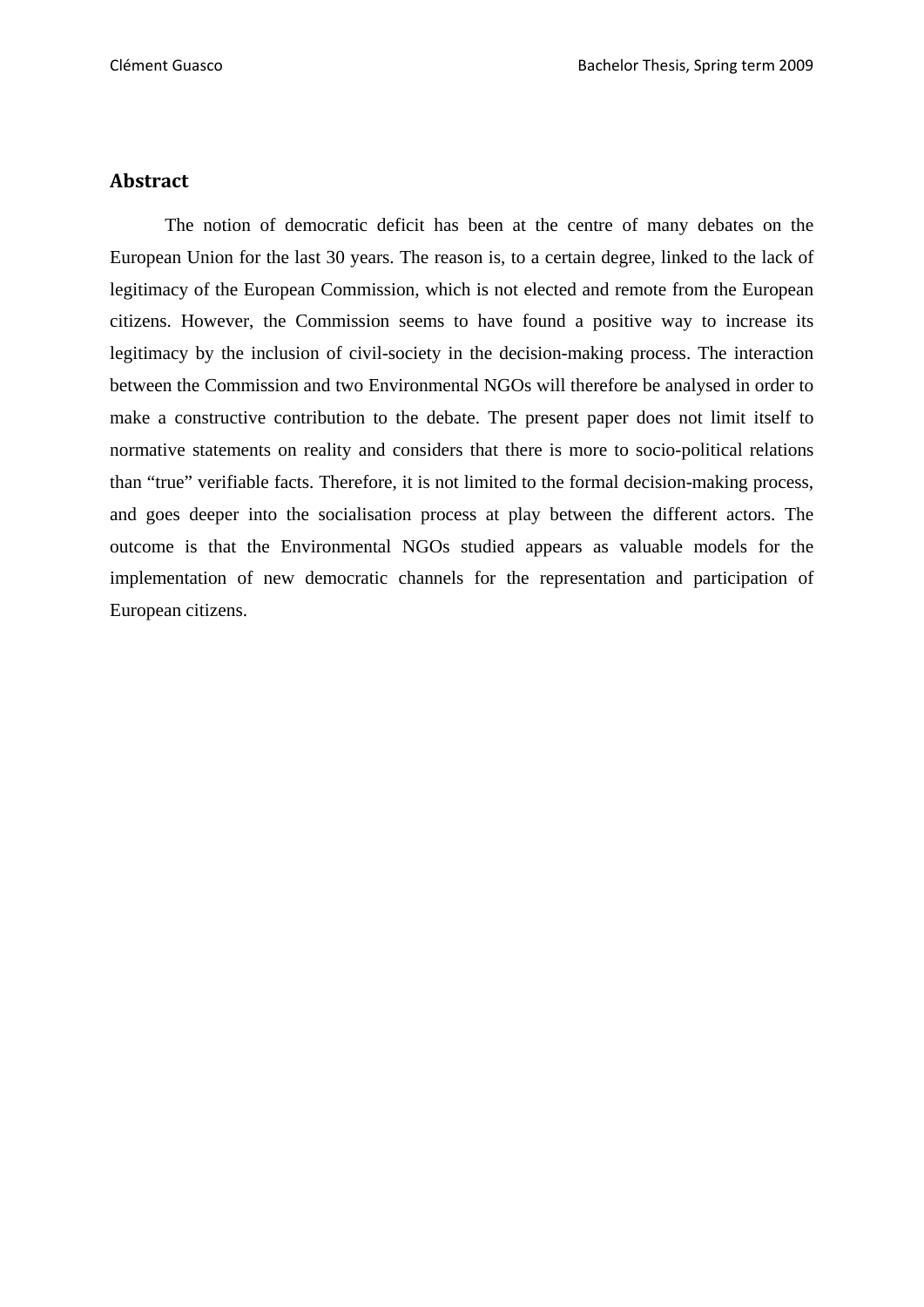## Abstract

The notion of democratic deficit has been at the centre of many debates on the European Union for the last 30 years. The reason is, to a certain degree, linked to the lack of legitimacy of the European Commission, which is not elected and remote from the European citizens. However, the Commission seems to have found a positive way to increase its legitimacy by the inclusion of civil-society in the decision-making process. The interaction between the Commission and two Environmental NGOs will therefore be analysed in order to make a constructive contribution to the debate. The present paper does not limit itself to normative statements on reality and considers that there is more to socio-political relations than "true" verifiable facts. Therefore, it is not limited to the formal decision-making process, and goes deeper into the socialisation process at play between the different actors. The outcome is that the Environmental NGOs studied appears as valuable models for the implementation of new democratic channels for the representation and participation of European citizens.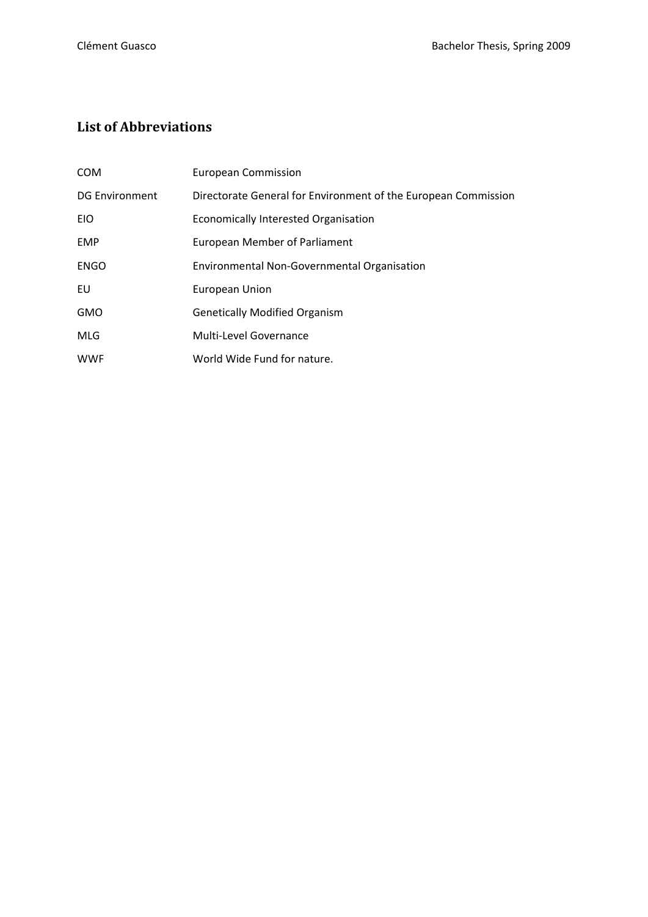## List of Abbreviations

| | |
|---|---|
| COM | European Commission |
| DG Environment | Directorate General for Environment of the European Commission |
| EIO | Economically Interested Organisation |
| EMP | European Member of Parliament |
| ENGO | Environmental Non-Governmental Organisation |
| EU | European Union |
| GMO | Genetically Modified Organism |
| MLG | Multi-Level Governance |
| WWF | World Wide Fund for nature. |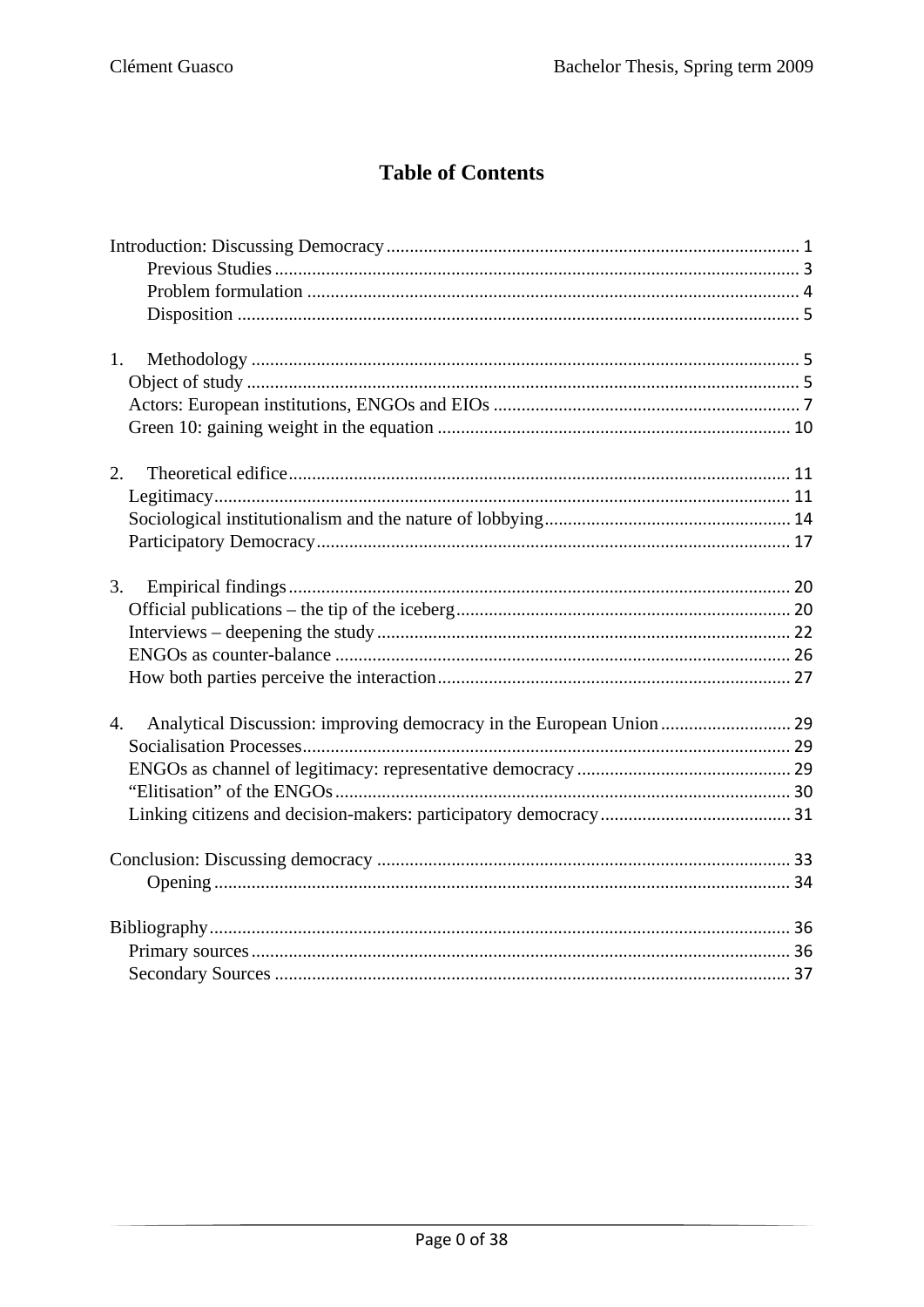# Table of Contents

Introduction: Discussing Democracy ........................................................................................ 1
- Previous Studies ................................................................................................................ 3
- Problem formulation ......................................................................................................... 4
- Disposition ........................................................................................................................ 5

1. Methodology ..................................................................................................................... 5
   - Object of study ................................................................................................................ 5
   - Actors: European institutions, ENGOs and EIOs ................................................................ 7
   - Green 10: gaining weight in the equation .......................................................................... 10

2. Theoretical edifice ............................................................................................................ 11
   - Legitimacy ....................................................................................................................... 11
   - Sociological institutionalism and the nature of lobbying .................................................... 14
   - Participatory Democracy .................................................................................................. 17

3. Empirical findings ............................................................................................................. 20
   - Official publications – the tip of the iceberg ...................................................................... 20
   - Interviews – deepening the study ...................................................................................... 22
   - ENGOs as counter-balance ............................................................................................... 26
   - How both parties perceive the interaction .......................................................................... 27

4. Analytical Discussion: improving democracy in the European Union .................................... 29
   - Socialisation Processes ..................................................................................................... 29
   - ENGOs as channel of legitimacy: representative democracy ............................................. 29
   - “Elitisation” of the ENGOs ................................................................................................ 30
   - Linking citizens and decision-makers: participatory democracy ......................................... 31

Conclusion: Discussing democracy .......................................................................................... 33
- Opening ............................................................................................................................ 34

Bibliography ............................................................................................................................ 36
- Primary sources ................................................................................................................ 36
- Secondary Sources ............................................................................................................ 37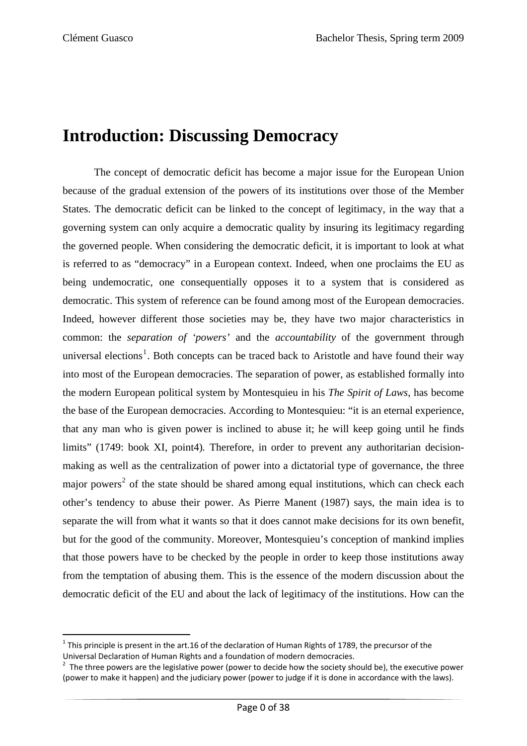# Introduction: Discussing Democracy

The concept of democratic deficit has become a major issue for the European Union because of the gradual extension of the powers of its institutions over those of the Member States. The democratic deficit can be linked to the concept of legitimacy, in the way that a governing system can only acquire a democratic quality by insuring its legitimacy regarding the governed people. When considering the democratic deficit, it is important to look at what is referred to as "democracy" in a European context. Indeed, when one proclaims the EU as being undemocratic, one consequentially opposes it to a system that is considered as democratic. This system of reference can be found among most of the European democracies. Indeed, however different those societies may be, they have two major characteristics in common: the *separation of 'powers'* and the *accountability* of the government through universal elections[1]. Both concepts can be traced back to Aristotle and have found their way into most of the European democracies. The separation of power, as established formally into the modern European political system by Montesquieu in his *The Spirit of Laws*, has become the base of the European democracies. According to Montesquieu: "it is an eternal experience, that any man who is given power is inclined to abuse it; he will keep going until he finds limits" (1749: book XI, point4). Therefore, in order to prevent any authoritarian decision-making as well as the centralization of power into a dictatorial type of governance, the three major powers[2] of the state should be shared among equal institutions, which can check each other's tendency to abuse their power. As Pierre Manent (1987) says, the main idea is to separate the will from what it wants so that it does cannot make decisions for its own benefit, but for the good of the community. Moreover, Montesquieu's conception of mankind implies that those powers have to be checked by the people in order to keep those institutions away from the temptation of abusing them. This is the essence of the modern discussion about the democratic deficit of the EU and about the lack of legitimacy of the institutions. How can the

[1] This principle is present in the art.16 of the declaration of Human Rights of 1789, the precursor of the Universal Declaration of Human Rights and a foundation of modern democracies.

[2] The three powers are the legislative power (power to decide how the society should be), the executive power (power to make it happen) and the judiciary power (power to judge if it is done in accordance with the laws).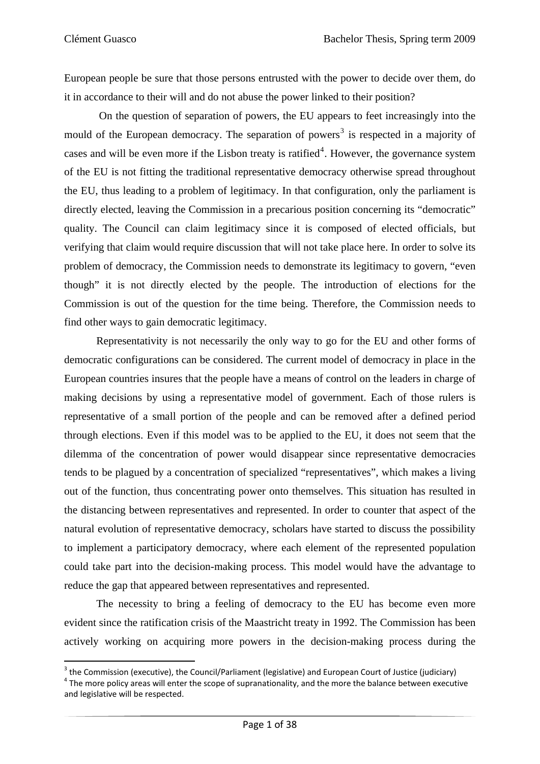European people be sure that those persons entrusted with the power to decide over them, do it in accordance to their will and do not abuse the power linked to their position?

On the question of separation of powers, the EU appears to feet increasingly into the mould of the European democracy. The separation of powers[3] is respected in a majority of cases and will be even more if the Lisbon treaty is ratified[4]. However, the governance system of the EU is not fitting the traditional representative democracy otherwise spread throughout the EU, thus leading to a problem of legitimacy. In that configuration, only the parliament is directly elected, leaving the Commission in a precarious position concerning its "democratic" quality. The Council can claim legitimacy since it is composed of elected officials, but verifying that claim would require discussion that will not take place here. In order to solve its problem of democracy, the Commission needs to demonstrate its legitimacy to govern, "even though" it is not directly elected by the people. The introduction of elections for the Commission is out of the question for the time being. Therefore, the Commission needs to find other ways to gain democratic legitimacy.

Representativity is not necessarily the only way to go for the EU and other forms of democratic configurations can be considered. The current model of democracy in place in the European countries insures that the people have a means of control on the leaders in charge of making decisions by using a representative model of government. Each of those rulers is representative of a small portion of the people and can be removed after a defined period through elections. Even if this model was to be applied to the EU, it does not seem that the dilemma of the concentration of power would disappear since representative democracies tends to be plagued by a concentration of specialized "representatives", which makes a living out of the function, thus concentrating power onto themselves. This situation has resulted in the distancing between representatives and represented. In order to counter that aspect of the natural evolution of representative democracy, scholars have started to discuss the possibility to implement a participatory democracy, where each element of the represented population could take part into the decision-making process. This model would have the advantage to reduce the gap that appeared between representatives and represented.

The necessity to bring a feeling of democracy to the EU has become even more evident since the ratification crisis of the Maastricht treaty in 1992. The Commission has been actively working on acquiring more powers in the decision-making process during the

---

[3] the Commission (executive), the Council/Parliament (legislative) and European Court of Justice (judiciary)

[4] The more policy areas will enter the scope of supranationality, and the more the balance between executive and legislative will be respected.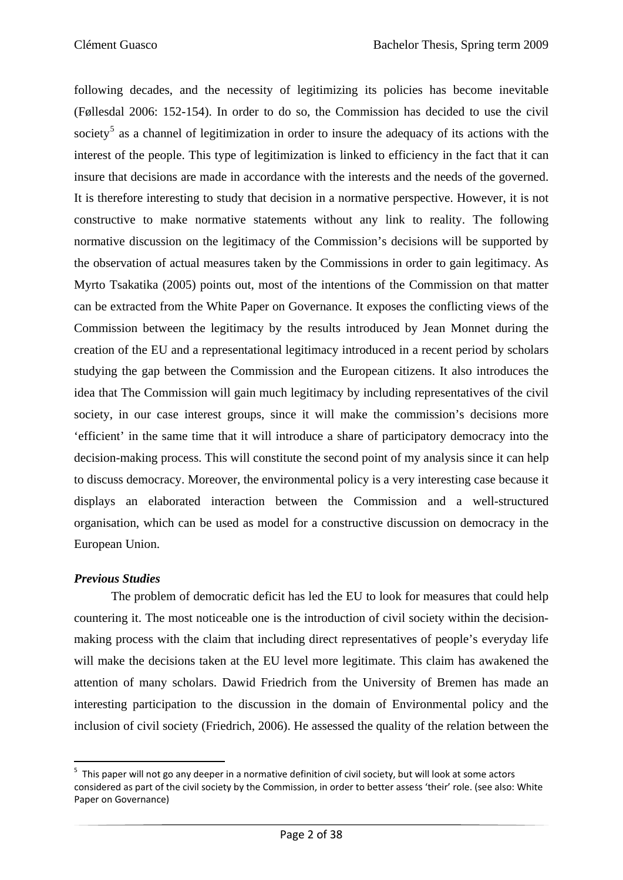following decades, and the necessity of legitimizing its policies has become inevitable (Føllesdal 2006: 152-154). In order to do so, the Commission has decided to use the civil society[5] as a channel of legitimization in order to insure the adequacy of its actions with the interest of the people. This type of legitimization is linked to efficiency in the fact that it can insure that decisions are made in accordance with the interests and the needs of the governed. It is therefore interesting to study that decision in a normative perspective. However, it is not constructive to make normative statements without any link to reality. The following normative discussion on the legitimacy of the Commission's decisions will be supported by the observation of actual measures taken by the Commissions in order to gain legitimacy. As Myrto Tsakatika (2005) points out, most of the intentions of the Commission on that matter can be extracted from the White Paper on Governance. It exposes the conflicting views of the Commission between the legitimacy by the results introduced by Jean Monnet during the creation of the EU and a representational legitimacy introduced in a recent period by scholars studying the gap between the Commission and the European citizens. It also introduces the idea that The Commission will gain much legitimacy by including representatives of the civil society, in our case interest groups, since it will make the commission's decisions more 'efficient' in the same time that it will introduce a share of participatory democracy into the decision-making process. This will constitute the second point of my analysis since it can help to discuss democracy. Moreover, the environmental policy is a very interesting case because it displays an elaborated interaction between the Commission and a well-structured organisation, which can be used as model for a constructive discussion on democracy in the European Union.

### *Previous Studies*

The problem of democratic deficit has led the EU to look for measures that could help countering it. The most noticeable one is the introduction of civil society within the decision-making process with the claim that including direct representatives of people's everyday life will make the decisions taken at the EU level more legitimate. This claim has awakened the attention of many scholars. Dawid Friedrich from the University of Bremen has made an interesting participation to the discussion in the domain of Environmental policy and the inclusion of civil society (Friedrich, 2006). He assessed the quality of the relation between the

[5] This paper will not go any deeper in a normative definition of civil society, but will look at some actors considered as part of the civil society by the Commission, in order to better assess 'their' role. (see also: White Paper on Governance)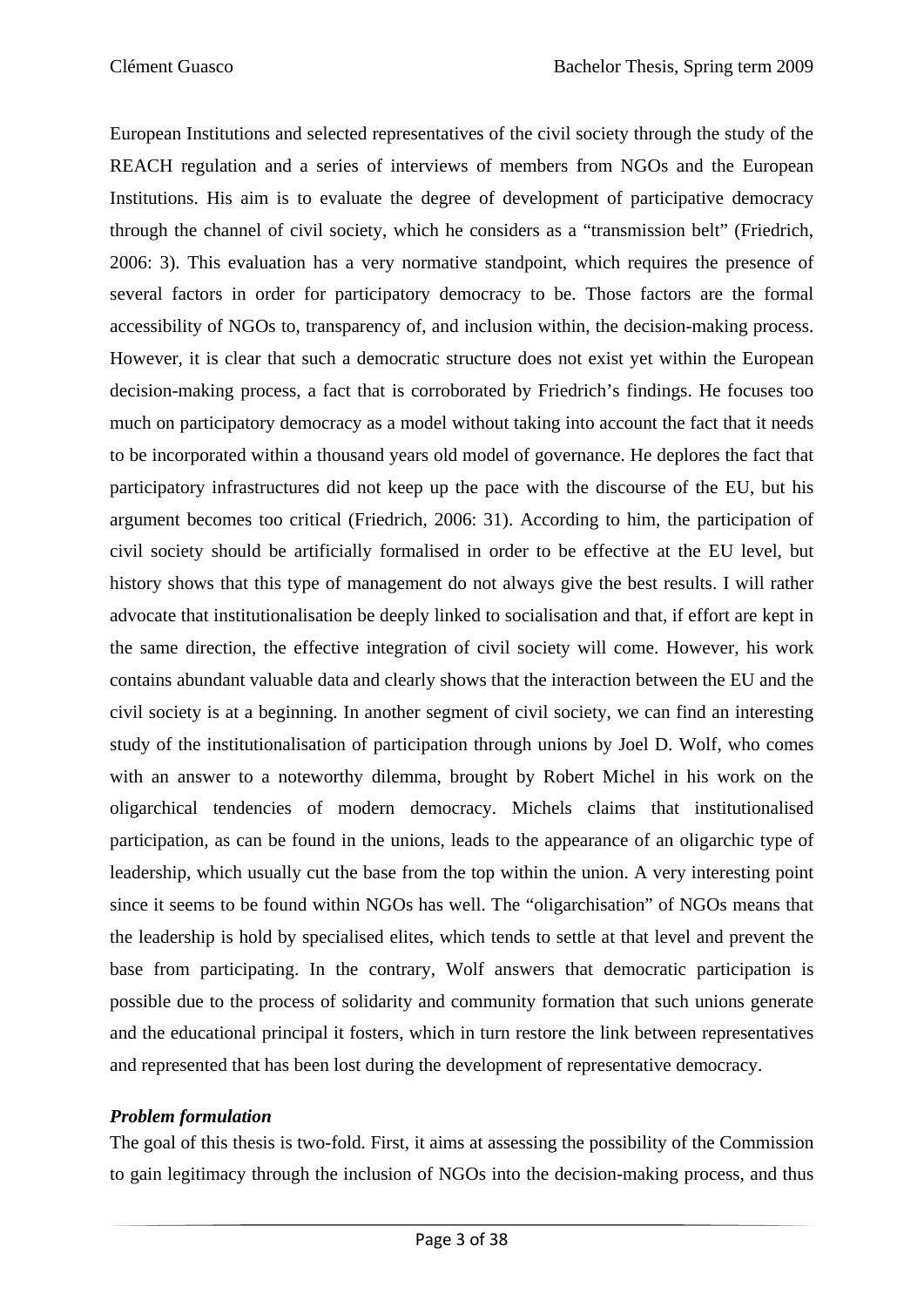European Institutions and selected representatives of the civil society through the study of the REACH regulation and a series of interviews of members from NGOs and the European Institutions. His aim is to evaluate the degree of development of participative democracy through the channel of civil society, which he considers as a "transmission belt" (Friedrich, 2006: 3). This evaluation has a very normative standpoint, which requires the presence of several factors in order for participatory democracy to be. Those factors are the formal accessibility of NGOs to, transparency of, and inclusion within, the decision-making process. However, it is clear that such a democratic structure does not exist yet within the European decision-making process, a fact that is corroborated by Friedrich's findings. He focuses too much on participatory democracy as a model without taking into account the fact that it needs to be incorporated within a thousand years old model of governance. He deplores the fact that participatory infrastructures did not keep up the pace with the discourse of the EU, but his argument becomes too critical (Friedrich, 2006: 31). According to him, the participation of civil society should be artificially formalised in order to be effective at the EU level, but history shows that this type of management do not always give the best results. I will rather advocate that institutionalisation be deeply linked to socialisation and that, if effort are kept in the same direction, the effective integration of civil society will come. However, his work contains abundant valuable data and clearly shows that the interaction between the EU and the civil society is at a beginning. In another segment of civil society, we can find an interesting study of the institutionalisation of participation through unions by Joel D. Wolf, who comes with an answer to a noteworthy dilemma, brought by Robert Michel in his work on the oligarchical tendencies of modern democracy. Michels claims that institutionalised participation, as can be found in the unions, leads to the appearance of an oligarchic type of leadership, which usually cut the base from the top within the union. A very interesting point since it seems to be found within NGOs has well. The "oligarchisation" of NGOs means that the leadership is hold by specialised elites, which tends to settle at that level and prevent the base from participating. In the contrary, Wolf answers that democratic participation is possible due to the process of solidarity and community formation that such unions generate and the educational principal it fosters, which in turn restore the link between representatives and represented that has been lost during the development of representative democracy.

***Problem formulation***

The goal of this thesis is two-fold. First, it aims at assessing the possibility of the Commission to gain legitimacy through the inclusion of NGOs into the decision-making process, and thus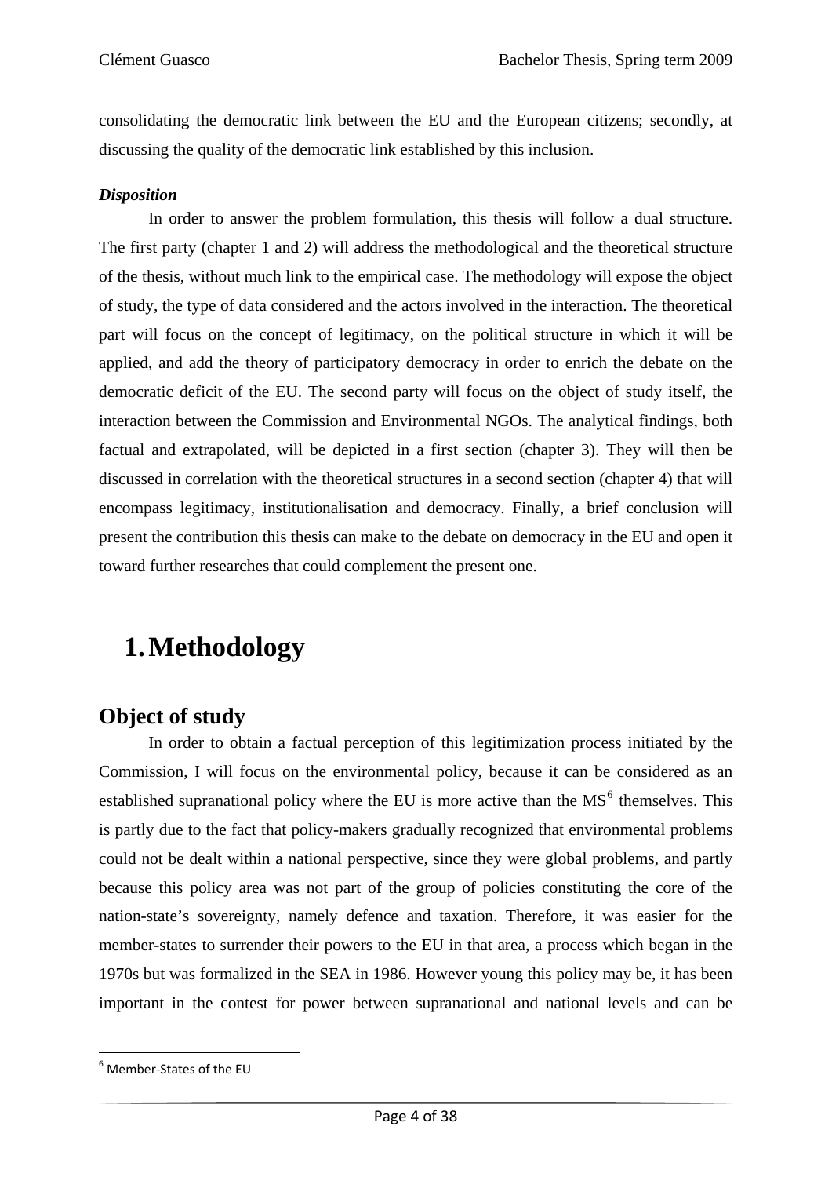consolidating the democratic link between the EU and the European citizens; secondly, at discussing the quality of the democratic link established by this inclusion.

***Disposition***

In order to answer the problem formulation, this thesis will follow a dual structure. The first party (chapter 1 and 2) will address the methodological and the theoretical structure of the thesis, without much link to the empirical case. The methodology will expose the object of study, the type of data considered and the actors involved in the interaction. The theoretical part will focus on the concept of legitimacy, on the political structure in which it will be applied, and add the theory of participatory democracy in order to enrich the debate on the democratic deficit of the EU. The second party will focus on the object of study itself, the interaction between the Commission and Environmental NGOs. The analytical findings, both factual and extrapolated, will be depicted in a first section (chapter 3). They will then be discussed in correlation with the theoretical structures in a second section (chapter 4) that will encompass legitimacy, institutionalisation and democracy. Finally, a brief conclusion will present the contribution this thesis can make to the debate on democracy in the EU and open it toward further researches that could complement the present one.

# 1. Methodology

## Object of study

In order to obtain a factual perception of this legitimization process initiated by the Commission, I will focus on the environmental policy, because it can be considered as an established supranational policy where the EU is more active than the MS[6] themselves. This is partly due to the fact that policy-makers gradually recognized that environmental problems could not be dealt within a national perspective, since they were global problems, and partly because this policy area was not part of the group of policies constituting the core of the nation-state's sovereignty, namely defence and taxation. Therefore, it was easier for the member-states to surrender their powers to the EU in that area, a process which began in the 1970s but was formalized in the SEA in 1986. However young this policy may be, it has been important in the contest for power between supranational and national levels and can be

---

[6] Member-States of the EU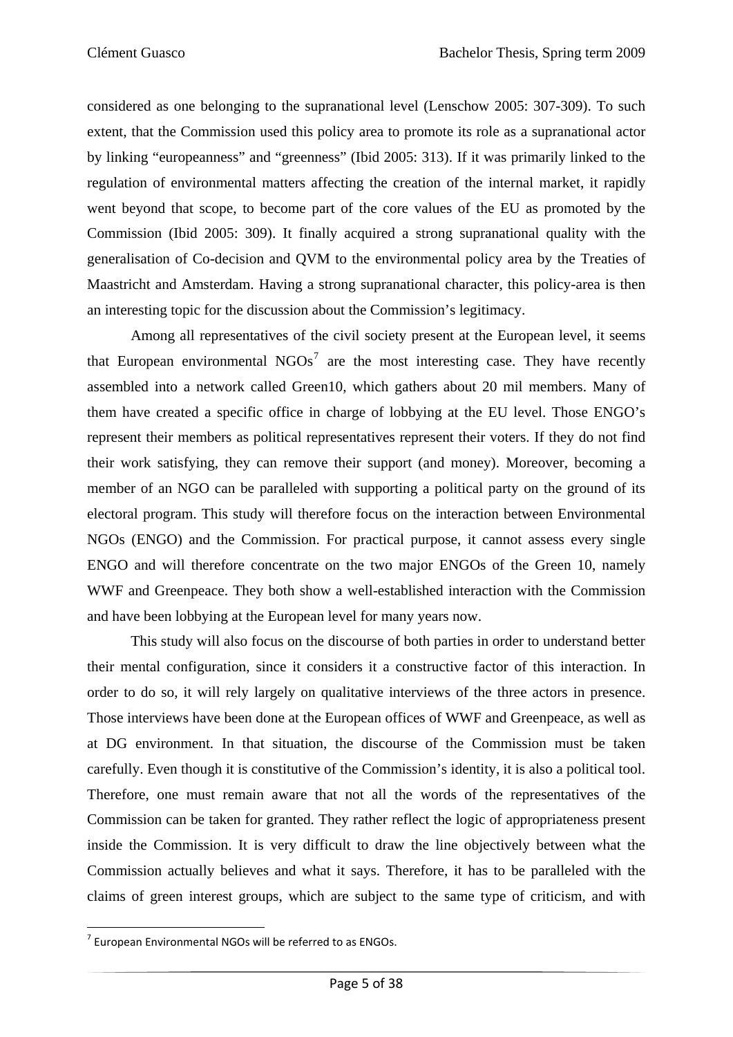considered as one belonging to the supranational level (Lenschow 2005: 307-309). To such extent, that the Commission used this policy area to promote its role as a supranational actor by linking "europeanness" and "greenness" (Ibid 2005: 313). If it was primarily linked to the regulation of environmental matters affecting the creation of the internal market, it rapidly went beyond that scope, to become part of the core values of the EU as promoted by the Commission (Ibid 2005: 309). It finally acquired a strong supranational quality with the generalisation of Co-decision and QVM to the environmental policy area by the Treaties of Maastricht and Amsterdam. Having a strong supranational character, this policy-area is then an interesting topic for the discussion about the Commission's legitimacy.

Among all representatives of the civil society present at the European level, it seems that European environmental NGOs[7] are the most interesting case. They have recently assembled into a network called Green10, which gathers about 20 mil members. Many of them have created a specific office in charge of lobbying at the EU level. Those ENGO's represent their members as political representatives represent their voters. If they do not find their work satisfying, they can remove their support (and money). Moreover, becoming a member of an NGO can be paralleled with supporting a political party on the ground of its electoral program. This study will therefore focus on the interaction between Environmental NGOs (ENGO) and the Commission. For practical purpose, it cannot assess every single ENGO and will therefore concentrate on the two major ENGOs of the Green 10, namely WWF and Greenpeace. They both show a well-established interaction with the Commission and have been lobbying at the European level for many years now.

This study will also focus on the discourse of both parties in order to understand better their mental configuration, since it considers it a constructive factor of this interaction. In order to do so, it will rely largely on qualitative interviews of the three actors in presence. Those interviews have been done at the European offices of WWF and Greenpeace, as well as at DG environment. In that situation, the discourse of the Commission must be taken carefully. Even though it is constitutive of the Commission's identity, it is also a political tool. Therefore, one must remain aware that not all the words of the representatives of the Commission can be taken for granted. They rather reflect the logic of appropriateness present inside the Commission. It is very difficult to draw the line objectively between what the Commission actually believes and what it says. Therefore, it has to be paralleled with the claims of green interest groups, which are subject to the same type of criticism, and with

[7] European Environmental NGOs will be referred to as ENGOs.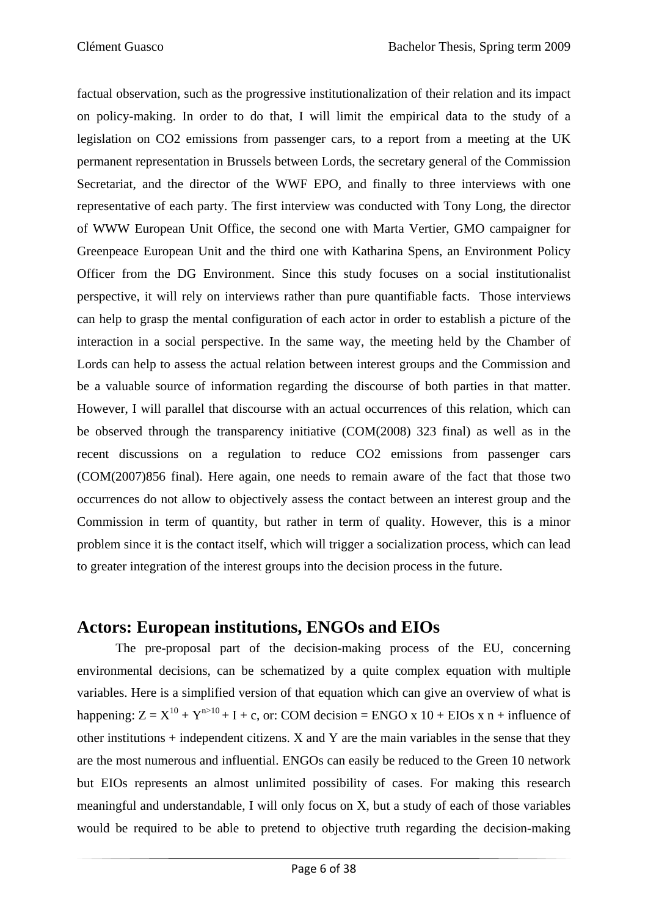factual observation, such as the progressive institutionalization of their relation and its impact on policy-making. In order to do that, I will limit the empirical data to the study of a legislation on $CO_2$ emissions from passenger cars, to a report from a meeting at the UK permanent representation in Brussels between Lords, the secretary general of the Commission Secretariat, and the director of the WWF EPO, and finally to three interviews with one representative of each party. The first interview was conducted with Tony Long, the director of WWW European Unit Office, the second one with Marta Vertier, GMO campaigner for Greenpeace European Unit and the third one with Katharina Spens, an Environment Policy Officer from the DG Environment. Since this study focuses on a social institutionalist perspective, it will rely on interviews rather than pure quantifiable facts. Those interviews can help to grasp the mental configuration of each actor in order to establish a picture of the interaction in a social perspective. In the same way, the meeting held by the Chamber of Lords can help to assess the actual relation between interest groups and the Commission and be a valuable source of information regarding the discourse of both parties in that matter. However, I will parallel that discourse with an actual occurrences of this relation, which can be observed through the transparency initiative (COM(2008) 323 final) as well as in the recent discussions on a regulation to reduce $CO_2$ emissions from passenger cars (COM(2007)856 final). Here again, one needs to remain aware of the fact that those two occurrences do not allow to objectively assess the contact between an interest group and the Commission in term of quantity, but rather in term of quality. However, this is a minor problem since it is the contact itself, which will trigger a socialization process, which can lead to greater integration of the interest groups into the decision process in the future.

## Actors: European institutions, ENGOs and EIOs

The pre-proposal part of the decision-making process of the EU, concerning environmental decisions, can be schematized by a quite complex equation with multiple variables. Here is a simplified version of that equation which can give an overview of what is happening: $Z = X^{10} + Y^{n>10} + I + c$, or: COM decision = ENGO x 10 + EIOs x n + influence of other institutions + independent citizens. X and Y are the main variables in the sense that they are the most numerous and influential. ENGOs can easily be reduced to the Green 10 network but EIOs represents an almost unlimited possibility of cases. For making this research meaningful and understandable, I will only focus on X, but a study of each of those variables would be required to be able to pretend to objective truth regarding the decision-making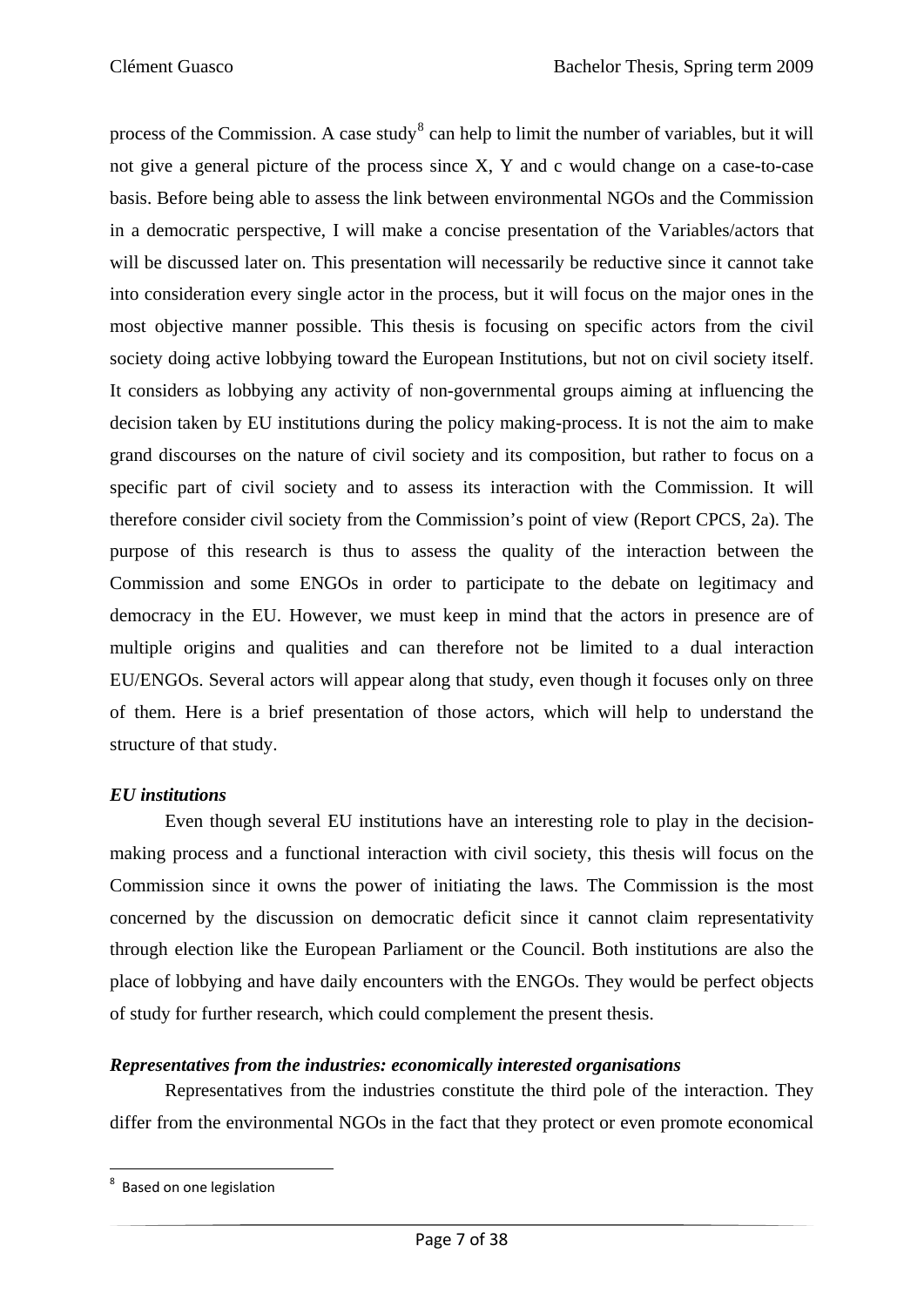process of the Commission. A case study[8] can help to limit the number of variables, but it will not give a general picture of the process since X, Y and c would change on a case-to-case basis. Before being able to assess the link between environmental NGOs and the Commission in a democratic perspective, I will make a concise presentation of the Variables/actors that will be discussed later on. This presentation will necessarily be reductive since it cannot take into consideration every single actor in the process, but it will focus on the major ones in the most objective manner possible. This thesis is focusing on specific actors from the civil society doing active lobbying toward the European Institutions, but not on civil society itself. It considers as lobbying any activity of non-governmental groups aiming at influencing the decision taken by EU institutions during the policy making-process. It is not the aim to make grand discourses on the nature of civil society and its composition, but rather to focus on a specific part of civil society and to assess its interaction with the Commission. It will therefore consider civil society from the Commission's point of view (Report CPCS, 2a). The purpose of this research is thus to assess the quality of the interaction between the Commission and some ENGOs in order to participate to the debate on legitimacy and democracy in the EU. However, we must keep in mind that the actors in presence are of multiple origins and qualities and can therefore not be limited to a dual interaction EU/ENGOs. Several actors will appear along that study, even though it focuses only on three of them. Here is a brief presentation of those actors, which will help to understand the structure of that study.

***EU institutions***

Even though several EU institutions have an interesting role to play in the decision-making process and a functional interaction with civil society, this thesis will focus on the Commission since it owns the power of initiating the laws. The Commission is the most concerned by the discussion on democratic deficit since it cannot claim representativity through election like the European Parliament or the Council. Both institutions are also the place of lobbying and have daily encounters with the ENGOs. They would be perfect objects of study for further research, which could complement the present thesis.

***Representatives from the industries: economically interested organisations***

Representatives from the industries constitute the third pole of the interaction. They differ from the environmental NGOs in the fact that they protect or even promote economical

[8] Based on one legislation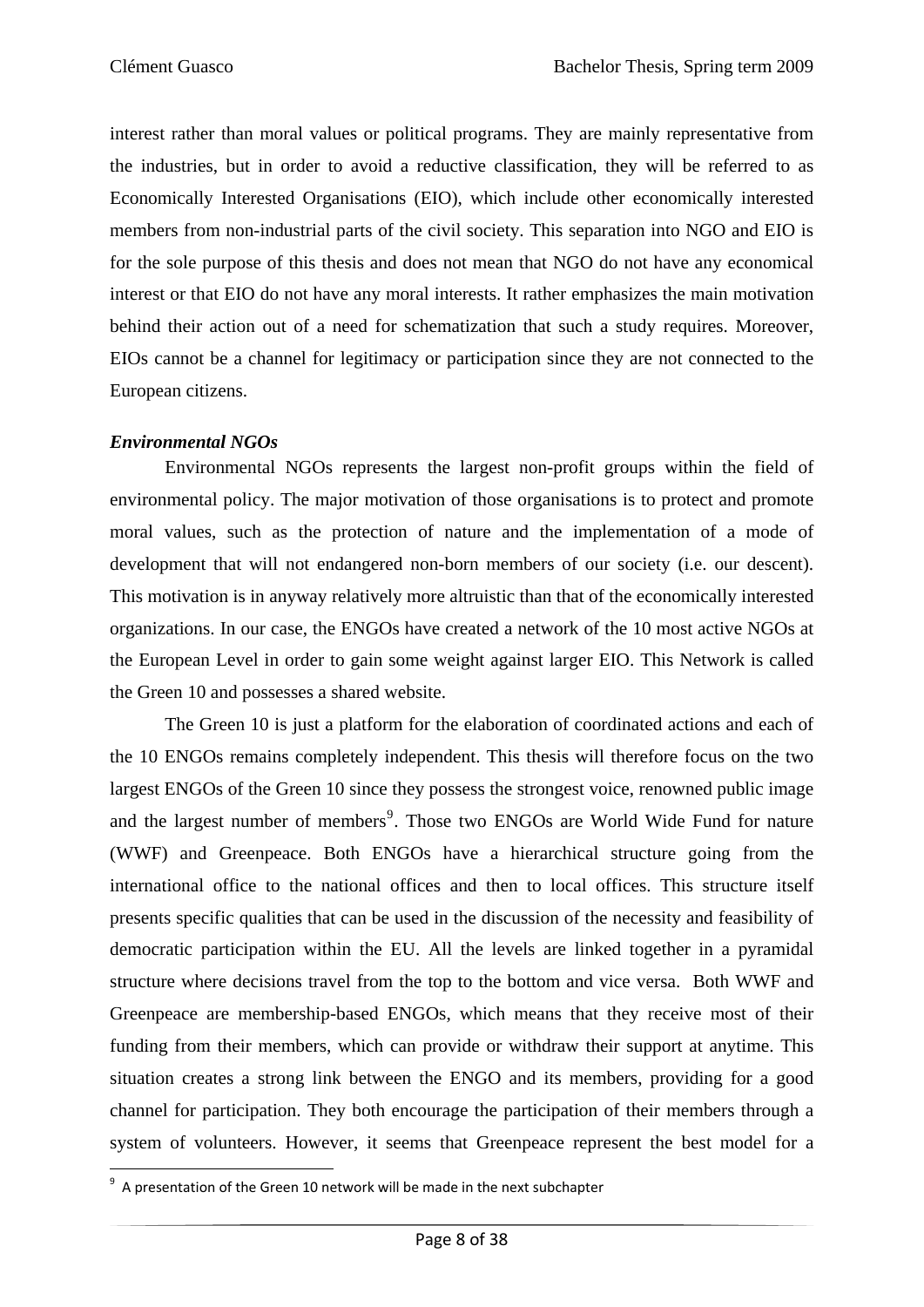interest rather than moral values or political programs. They are mainly representative from the industries, but in order to avoid a reductive classification, they will be referred to as Economically Interested Organisations (EIO), which include other economically interested members from non-industrial parts of the civil society. This separation into NGO and EIO is for the sole purpose of this thesis and does not mean that NGO do not have any economical interest or that EIO do not have any moral interests. It rather emphasizes the main motivation behind their action out of a need for schematization that such a study requires. Moreover, EIOs cannot be a channel for legitimacy or participation since they are not connected to the European citizens.

***Environmental NGOs***

Environmental NGOs represents the largest non-profit groups within the field of environmental policy. The major motivation of those organisations is to protect and promote moral values, such as the protection of nature and the implementation of a mode of development that will not endangered non-born members of our society (i.e. our descent). This motivation is in anyway relatively more altruistic than that of the economically interested organizations. In our case, the ENGOs have created a network of the 10 most active NGOs at the European Level in order to gain some weight against larger EIO. This Network is called the Green 10 and possesses a shared website.

The Green 10 is just a platform for the elaboration of coordinated actions and each of the 10 ENGOs remains completely independent. This thesis will therefore focus on the two largest ENGOs of the Green 10 since they possess the strongest voice, renowned public image and the largest number of members[9]. Those two ENGOs are World Wide Fund for nature (WWF) and Greenpeace. Both ENGOs have a hierarchical structure going from the international office to the national offices and then to local offices. This structure itself presents specific qualities that can be used in the discussion of the necessity and feasibility of democratic participation within the EU. All the levels are linked together in a pyramidal structure where decisions travel from the top to the bottom and vice versa. Both WWF and Greenpeace are membership-based ENGOs, which means that they receive most of their funding from their members, which can provide or withdraw their support at anytime. This situation creates a strong link between the ENGO and its members, providing for a good channel for participation. They both encourage the participation of their members through a system of volunteers. However, it seems that Greenpeace represent the best model for a

[9] A presentation of the Green 10 network will be made in the next subchapter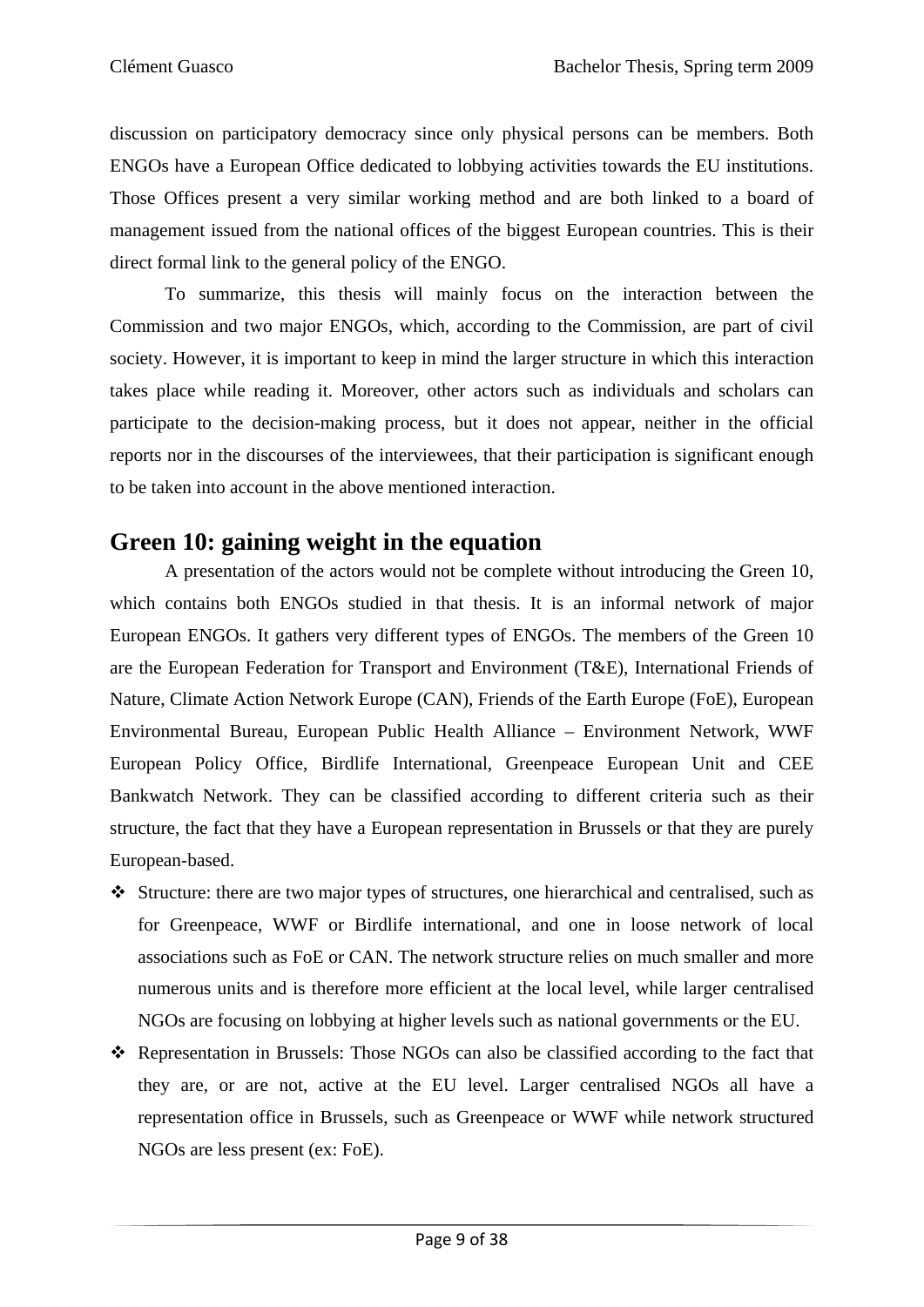discussion on participatory democracy since only physical persons can be members. Both ENGOs have a European Office dedicated to lobbying activities towards the EU institutions. Those Offices present a very similar working method and are both linked to a board of management issued from the national offices of the biggest European countries. This is their direct formal link to the general policy of the ENGO.

To summarize, this thesis will mainly focus on the interaction between the Commission and two major ENGOs, which, according to the Commission, are part of civil society. However, it is important to keep in mind the larger structure in which this interaction takes place while reading it. Moreover, other actors such as individuals and scholars can participate to the decision-making process, but it does not appear, neither in the official reports nor in the discourses of the interviewees, that their participation is significant enough to be taken into account in the above mentioned interaction.

## Green 10: gaining weight in the equation

A presentation of the actors would not be complete without introducing the Green 10, which contains both ENGOs studied in that thesis. It is an informal network of major European ENGOs. It gathers very different types of ENGOs. The members of the Green 10 are the European Federation for Transport and Environment (T&E), International Friends of Nature, Climate Action Network Europe (CAN), Friends of the Earth Europe (FoE), European Environmental Bureau, European Public Health Alliance – Environment Network, WWF European Policy Office, Birdlife International, Greenpeace European Unit and CEE Bankwatch Network. They can be classified according to different criteria such as their structure, the fact that they have a European representation in Brussels or that they are purely European-based.

- Structure: there are two major types of structures, one hierarchical and centralised, such as for Greenpeace, WWF or Birdlife international, and one in loose network of local associations such as FoE or CAN. The network structure relies on much smaller and more numerous units and is therefore more efficient at the local level, while larger centralised NGOs are focusing on lobbying at higher levels such as national governments or the EU.
- Representation in Brussels: Those NGOs can also be classified according to the fact that they are, or are not, active at the EU level. Larger centralised NGOs all have a representation office in Brussels, such as Greenpeace or WWF while network structured NGOs are less present (ex: FoE).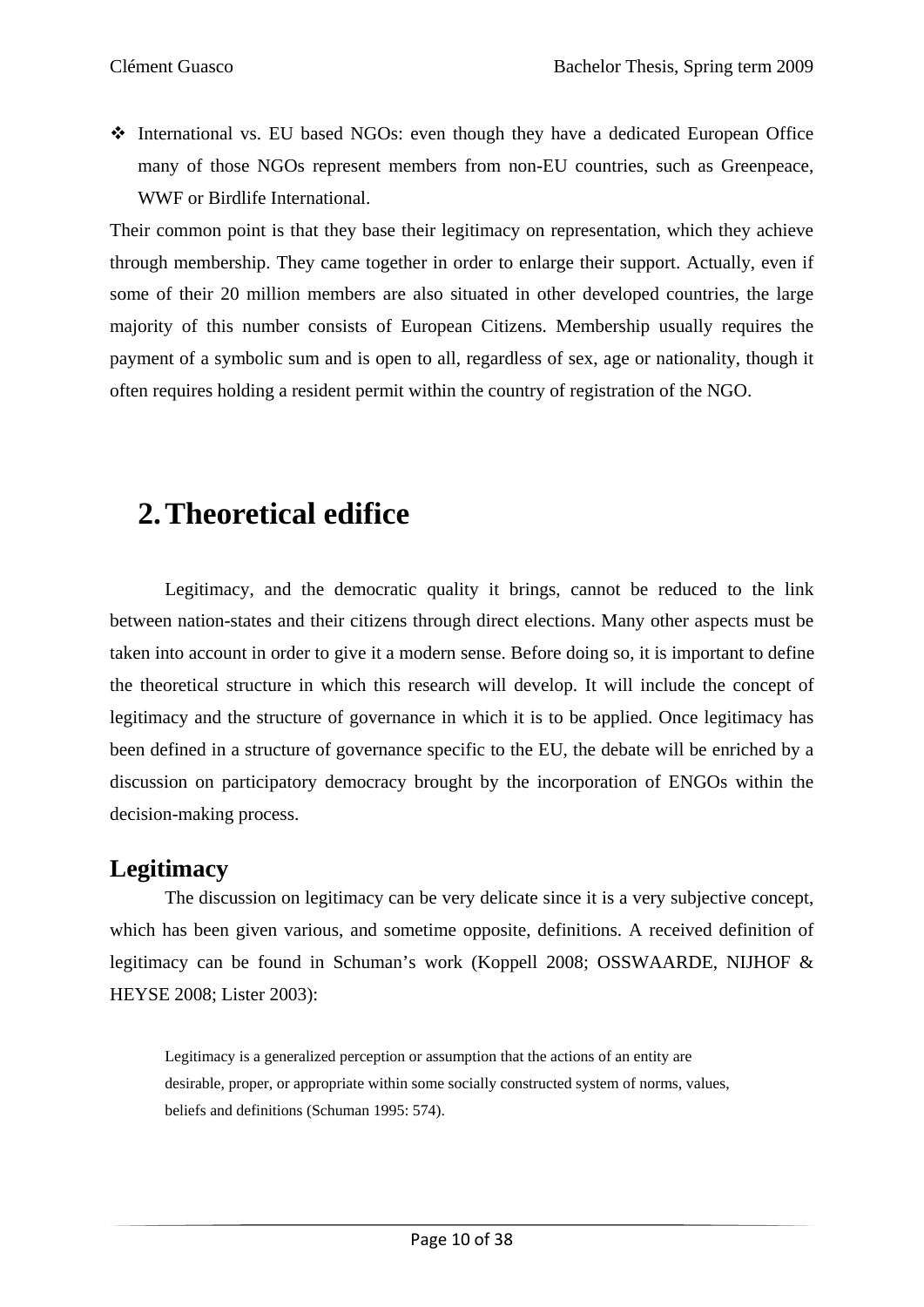- International vs. EU based NGOs: even though they have a dedicated European Office many of those NGOs represent members from non-EU countries, such as Greenpeace, WWF or Birdlife International.

Their common point is that they base their legitimacy on representation, which they achieve through membership. They came together in order to enlarge their support. Actually, even if some of their 20 million members are also situated in other developed countries, the large majority of this number consists of European Citizens. Membership usually requires the payment of a symbolic sum and is open to all, regardless of sex, age or nationality, though it often requires holding a resident permit within the country of registration of the NGO.

# 2. Theoretical edifice

Legitimacy, and the democratic quality it brings, cannot be reduced to the link between nation-states and their citizens through direct elections. Many other aspects must be taken into account in order to give it a modern sense. Before doing so, it is important to define the theoretical structure in which this research will develop. It will include the concept of legitimacy and the structure of governance in which it is to be applied. Once legitimacy has been defined in a structure of governance specific to the EU, the debate will be enriched by a discussion on participatory democracy brought by the incorporation of ENGOs within the decision-making process.

## Legitimacy

The discussion on legitimacy can be very delicate since it is a very subjective concept, which has been given various, and sometime opposite, definitions. A received definition of legitimacy can be found in Schuman's work (Koppell 2008; OSSWAARDE, NIJHOF & HEYSE 2008; Lister 2003):

> Legitimacy is a generalized perception or assumption that the actions of an entity are desirable, proper, or appropriate within some socially constructed system of norms, values, beliefs and definitions (Schuman 1995: 574).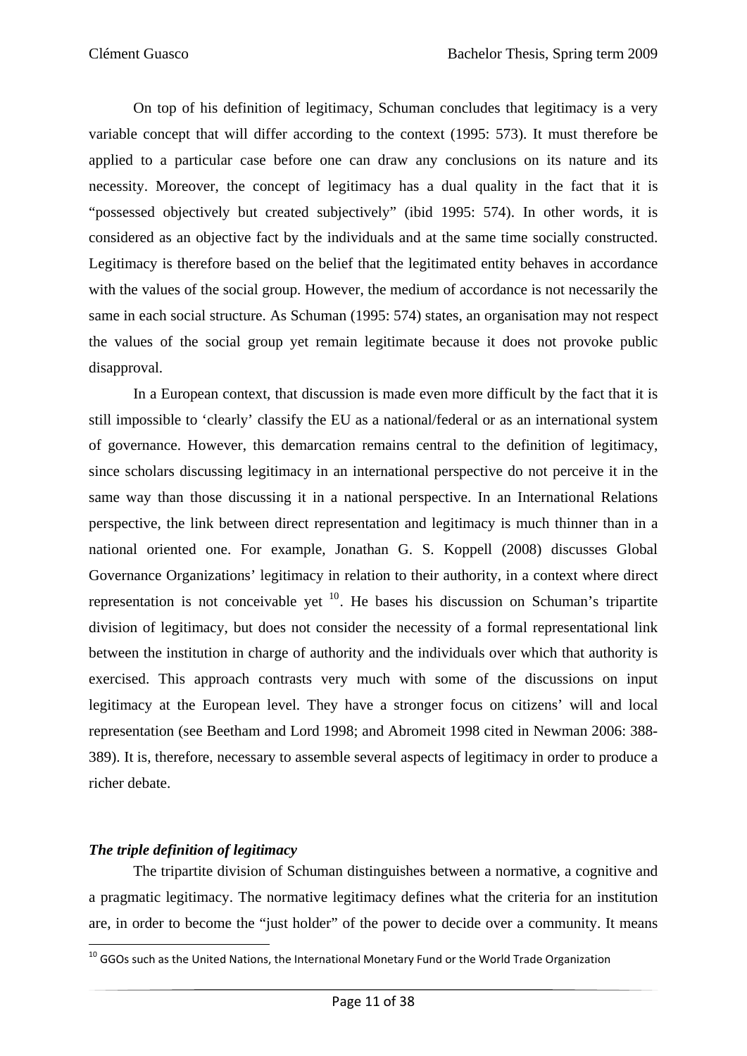On top of his definition of legitimacy, Schuman concludes that legitimacy is a very variable concept that will differ according to the context (1995: 573). It must therefore be applied to a particular case before one can draw any conclusions on its nature and its necessity. Moreover, the concept of legitimacy has a dual quality in the fact that it is "possessed objectively but created subjectively" (ibid 1995: 574). In other words, it is considered as an objective fact by the individuals and at the same time socially constructed. Legitimacy is therefore based on the belief that the legitimated entity behaves in accordance with the values of the social group. However, the medium of accordance is not necessarily the same in each social structure. As Schuman (1995: 574) states, an organisation may not respect the values of the social group yet remain legitimate because it does not provoke public disapproval.

In a European context, that discussion is made even more difficult by the fact that it is still impossible to 'clearly' classify the EU as a national/federal or as an international system of governance. However, this demarcation remains central to the definition of legitimacy, since scholars discussing legitimacy in an international perspective do not perceive it in the same way than those discussing it in a national perspective. In an International Relations perspective, the link between direct representation and legitimacy is much thinner than in a national oriented one. For example, Jonathan G. S. Koppell (2008) discusses Global Governance Organizations' legitimacy in relation to their authority, in a context where direct representation is not conceivable yet [10]. He bases his discussion on Schuman's tripartite division of legitimacy, but does not consider the necessity of a formal representational link between the institution in charge of authority and the individuals over which that authority is exercised. This approach contrasts very much with some of the discussions on input legitimacy at the European level. They have a stronger focus on citizens' will and local representation (see Beetham and Lord 1998; and Abromeit 1998 cited in Newman 2006: 388-389). It is, therefore, necessary to assemble several aspects of legitimacy in order to produce a richer debate.

### *The triple definition of legitimacy*

The tripartite division of Schuman distinguishes between a normative, a cognitive and a pragmatic legitimacy. The normative legitimacy defines what the criteria for an institution are, in order to become the "just holder" of the power to decide over a community. It means

[10] GGOs such as the United Nations, the International Monetary Fund or the World Trade Organization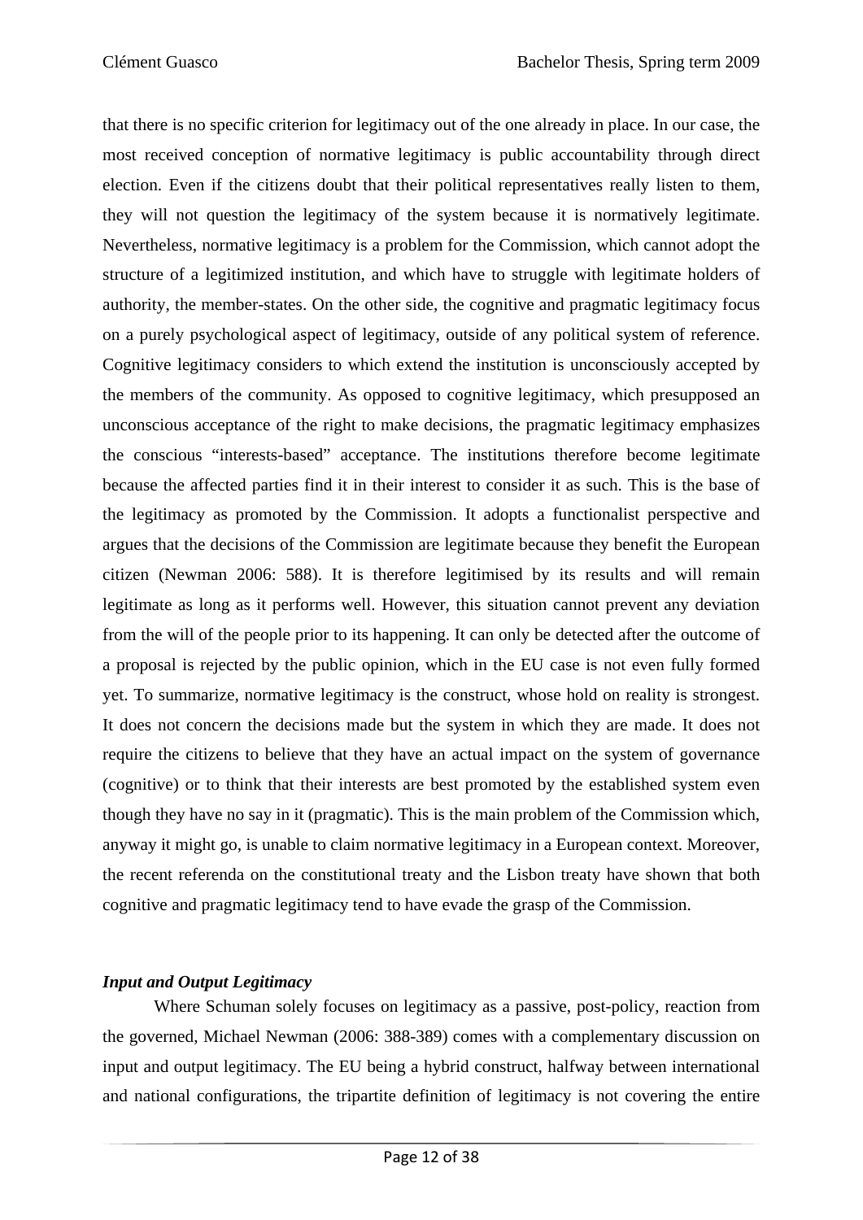that there is no specific criterion for legitimacy out of the one already in place. In our case, the most received conception of normative legitimacy is public accountability through direct election. Even if the citizens doubt that their political representatives really listen to them, they will not question the legitimacy of the system because it is normatively legitimate. Nevertheless, normative legitimacy is a problem for the Commission, which cannot adopt the structure of a legitimized institution, and which have to struggle with legitimate holders of authority, the member-states. On the other side, the cognitive and pragmatic legitimacy focus on a purely psychological aspect of legitimacy, outside of any political system of reference. Cognitive legitimacy considers to which extend the institution is unconsciously accepted by the members of the community. As opposed to cognitive legitimacy, which presupposed an unconscious acceptance of the right to make decisions, the pragmatic legitimacy emphasizes the conscious "interests-based" acceptance. The institutions therefore become legitimate because the affected parties find it in their interest to consider it as such. This is the base of the legitimacy as promoted by the Commission. It adopts a functionalist perspective and argues that the decisions of the Commission are legitimate because they benefit the European citizen (Newman 2006: 588). It is therefore legitimised by its results and will remain legitimate as long as it performs well. However, this situation cannot prevent any deviation from the will of the people prior to its happening. It can only be detected after the outcome of a proposal is rejected by the public opinion, which in the EU case is not even fully formed yet. To summarize, normative legitimacy is the construct, whose hold on reality is strongest. It does not concern the decisions made but the system in which they are made. It does not require the citizens to believe that they have an actual impact on the system of governance (cognitive) or to think that their interests are best promoted by the established system even though they have no say in it (pragmatic). This is the main problem of the Commission which, anyway it might go, is unable to claim normative legitimacy in a European context. Moreover, the recent referenda on the constitutional treaty and the Lisbon treaty have shown that both cognitive and pragmatic legitimacy tend to have evade the grasp of the Commission.

### *Input and Output Legitimacy*

Where Schuman solely focuses on legitimacy as a passive, post-policy, reaction from the governed, Michael Newman (2006: 388-389) comes with a complementary discussion on input and output legitimacy. The EU being a hybrid construct, halfway between international and national configurations, the tripartite definition of legitimacy is not covering the entire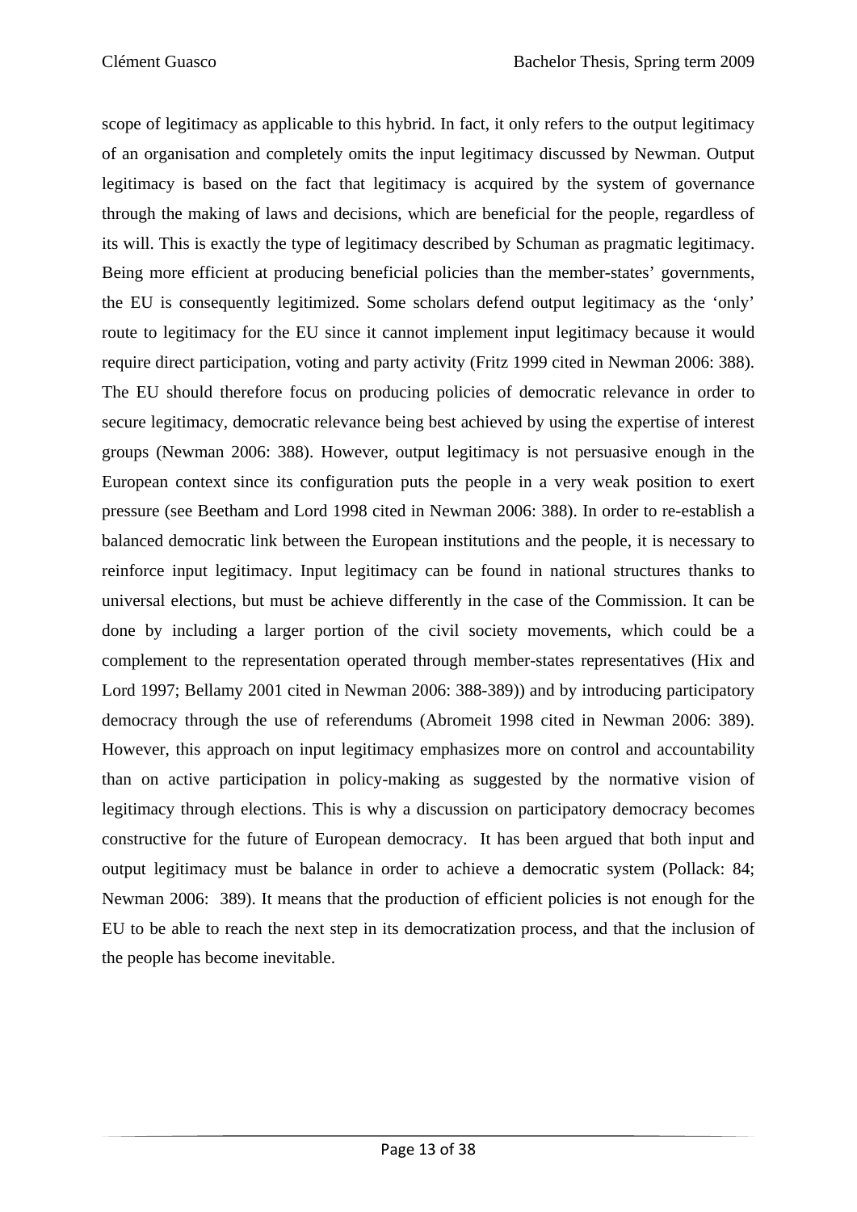scope of legitimacy as applicable to this hybrid. In fact, it only refers to the output legitimacy of an organisation and completely omits the input legitimacy discussed by Newman. Output legitimacy is based on the fact that legitimacy is acquired by the system of governance through the making of laws and decisions, which are beneficial for the people, regardless of its will. This is exactly the type of legitimacy described by Schuman as pragmatic legitimacy. Being more efficient at producing beneficial policies than the member-states' governments, the EU is consequently legitimized. Some scholars defend output legitimacy as the 'only' route to legitimacy for the EU since it cannot implement input legitimacy because it would require direct participation, voting and party activity (Fritz 1999 cited in Newman 2006: 388). The EU should therefore focus on producing policies of democratic relevance in order to secure legitimacy, democratic relevance being best achieved by using the expertise of interest groups (Newman 2006: 388). However, output legitimacy is not persuasive enough in the European context since its configuration puts the people in a very weak position to exert pressure (see Beetham and Lord 1998 cited in Newman 2006: 388). In order to re-establish a balanced democratic link between the European institutions and the people, it is necessary to reinforce input legitimacy. Input legitimacy can be found in national structures thanks to universal elections, but must be achieve differently in the case of the Commission. It can be done by including a larger portion of the civil society movements, which could be a complement to the representation operated through member-states representatives (Hix and Lord 1997; Bellamy 2001 cited in Newman 2006: 388-389)) and by introducing participatory democracy through the use of referendums (Abromeit 1998 cited in Newman 2006: 389). However, this approach on input legitimacy emphasizes more on control and accountability than on active participation in policy-making as suggested by the normative vision of legitimacy through elections. This is why a discussion on participatory democracy becomes constructive for the future of European democracy. It has been argued that both input and output legitimacy must be balance in order to achieve a democratic system (Pollack: 84; Newman 2006: 389). It means that the production of efficient policies is not enough for the EU to be able to reach the next step in its democratization process, and that the inclusion of the people has become inevitable.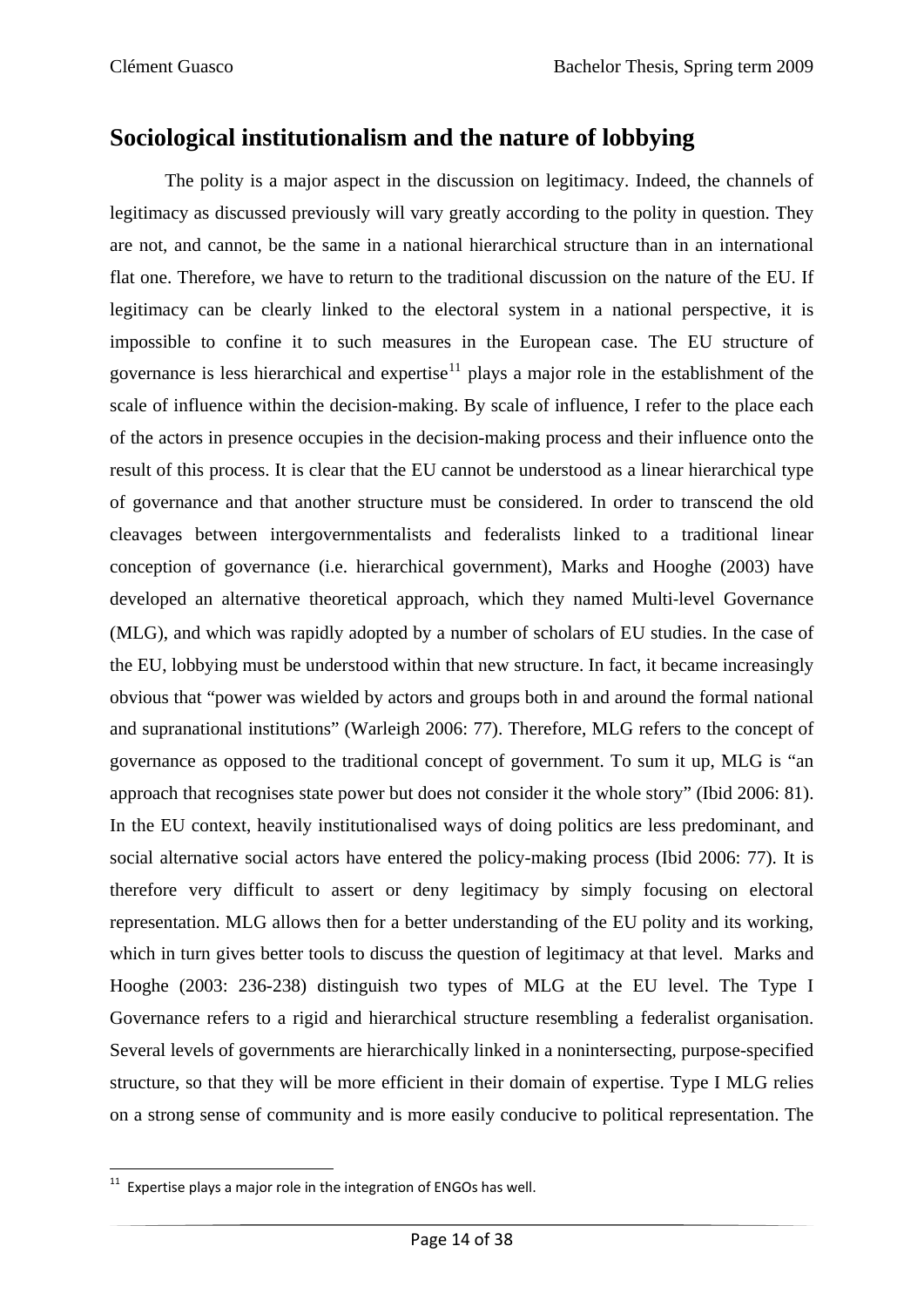## Sociological institutionalism and the nature of lobbying

The polity is a major aspect in the discussion on legitimacy. Indeed, the channels of legitimacy as discussed previously will vary greatly according to the polity in question. They are not, and cannot, be the same in a national hierarchical structure than in an international flat one. Therefore, we have to return to the traditional discussion on the nature of the EU. If legitimacy can be clearly linked to the electoral system in a national perspective, it is impossible to confine it to such measures in the European case. The EU structure of governance is less hierarchical and expertise[11] plays a major role in the establishment of the scale of influence within the decision-making. By scale of influence, I refer to the place each of the actors in presence occupies in the decision-making process and their influence onto the result of this process. It is clear that the EU cannot be understood as a linear hierarchical type of governance and that another structure must be considered. In order to transcend the old cleavages between intergovernmentalists and federalists linked to a traditional linear conception of governance (i.e. hierarchical government), Marks and Hooghe (2003) have developed an alternative theoretical approach, which they named Multi-level Governance (MLG), and which was rapidly adopted by a number of scholars of EU studies. In the case of the EU, lobbying must be understood within that new structure. In fact, it became increasingly obvious that "power was wielded by actors and groups both in and around the formal national and supranational institutions" (Warleigh 2006: 77). Therefore, MLG refers to the concept of governance as opposed to the traditional concept of government. To sum it up, MLG is "an approach that recognises state power but does not consider it the whole story" (Ibid 2006: 81). In the EU context, heavily institutionalised ways of doing politics are less predominant, and social alternative social actors have entered the policy-making process (Ibid 2006: 77). It is therefore very difficult to assert or deny legitimacy by simply focusing on electoral representation. MLG allows then for a better understanding of the EU polity and its working, which in turn gives better tools to discuss the question of legitimacy at that level. Marks and Hooghe (2003: 236-238) distinguish two types of MLG at the EU level. The Type I Governance refers to a rigid and hierarchical structure resembling a federalist organisation. Several levels of governments are hierarchically linked in a nonintersecting, purpose-specified structure, so that they will be more efficient in their domain of expertise. Type I MLG relies on a strong sense of community and is more easily conducive to political representation. The

[11] Expertise plays a major role in the integration of ENGOs has well.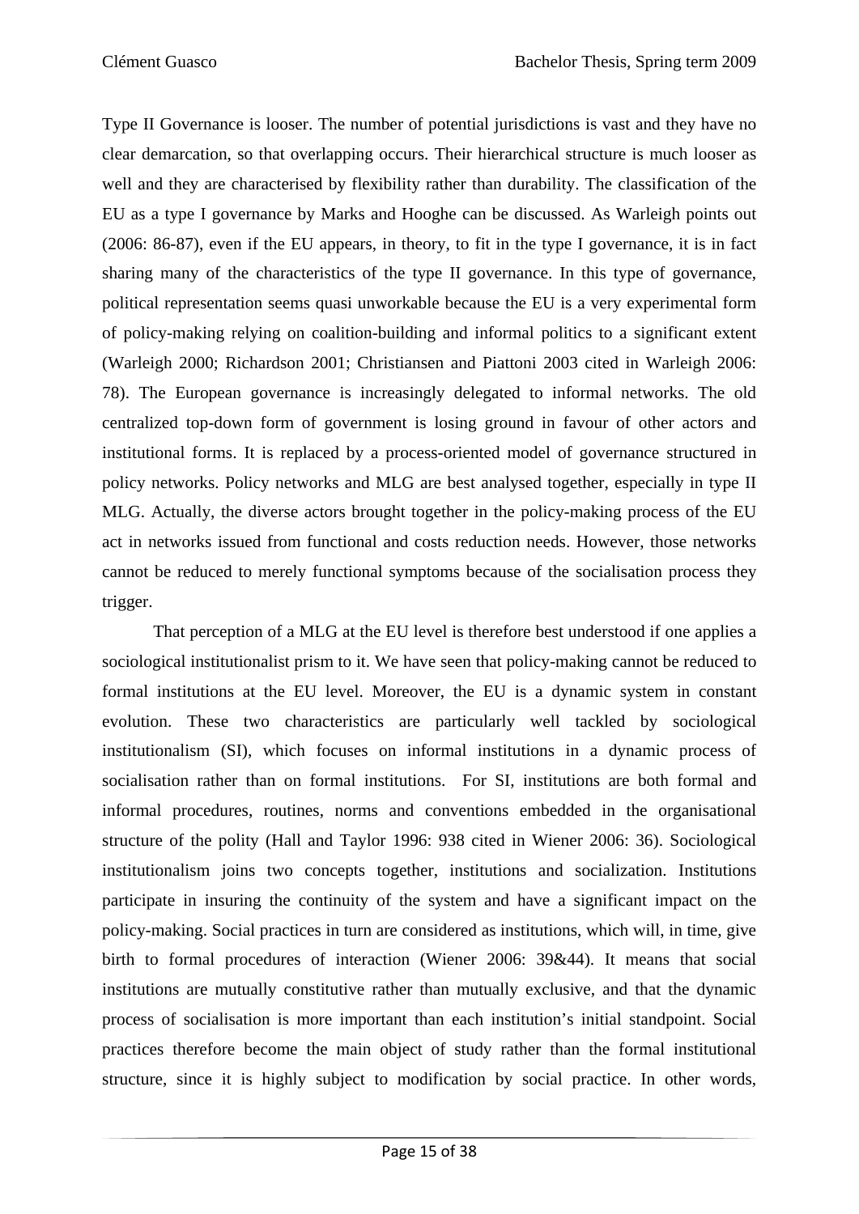Type II Governance is looser. The number of potential jurisdictions is vast and they have no clear demarcation, so that overlapping occurs. Their hierarchical structure is much looser as well and they are characterised by flexibility rather than durability. The classification of the EU as a type I governance by Marks and Hooghe can be discussed. As Warleigh points out (2006: 86-87), even if the EU appears, in theory, to fit in the type I governance, it is in fact sharing many of the characteristics of the type II governance. In this type of governance, political representation seems quasi unworkable because the EU is a very experimental form of policy-making relying on coalition-building and informal politics to a significant extent (Warleigh 2000; Richardson 2001; Christiansen and Piattoni 2003 cited in Warleigh 2006: 78). The European governance is increasingly delegated to informal networks. The old centralized top-down form of government is losing ground in favour of other actors and institutional forms. It is replaced by a process-oriented model of governance structured in policy networks. Policy networks and MLG are best analysed together, especially in type II MLG. Actually, the diverse actors brought together in the policy-making process of the EU act in networks issued from functional and costs reduction needs. However, those networks cannot be reduced to merely functional symptoms because of the socialisation process they trigger.

That perception of a MLG at the EU level is therefore best understood if one applies a sociological institutionalist prism to it. We have seen that policy-making cannot be reduced to formal institutions at the EU level. Moreover, the EU is a dynamic system in constant evolution. These two characteristics are particularly well tackled by sociological institutionalism (SI), which focuses on informal institutions in a dynamic process of socialisation rather than on formal institutions. For SI, institutions are both formal and informal procedures, routines, norms and conventions embedded in the organisational structure of the polity (Hall and Taylor 1996: 938 cited in Wiener 2006: 36). Sociological institutionalism joins two concepts together, institutions and socialization. Institutions participate in insuring the continuity of the system and have a significant impact on the policy-making. Social practices in turn are considered as institutions, which will, in time, give birth to formal procedures of interaction (Wiener 2006: 39&44). It means that social institutions are mutually constitutive rather than mutually exclusive, and that the dynamic process of socialisation is more important than each institution's initial standpoint. Social practices therefore become the main object of study rather than the formal institutional structure, since it is highly subject to modification by social practice. In other words,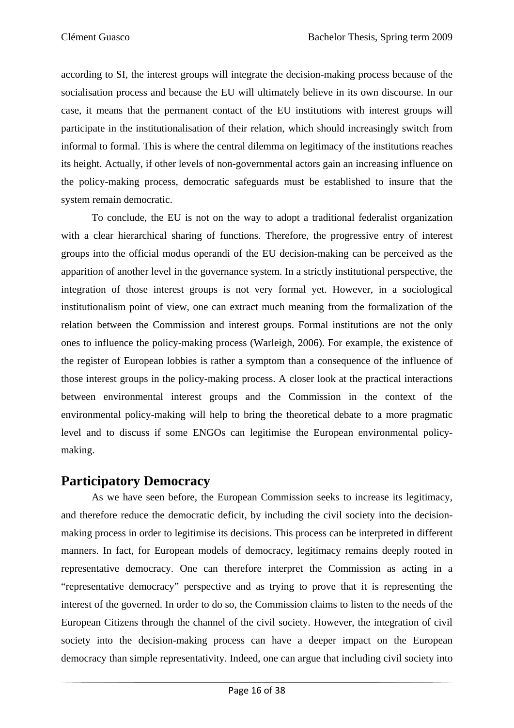according to SI, the interest groups will integrate the decision-making process because of the socialisation process and because the EU will ultimately believe in its own discourse. In our case, it means that the permanent contact of the EU institutions with interest groups will participate in the institutionalisation of their relation, which should increasingly switch from informal to formal. This is where the central dilemma on legitimacy of the institutions reaches its height. Actually, if other levels of non-governmental actors gain an increasing influence on the policy-making process, democratic safeguards must be established to insure that the system remain democratic.

To conclude, the EU is not on the way to adopt a traditional federalist organization with a clear hierarchical sharing of functions. Therefore, the progressive entry of interest groups into the official modus operandi of the EU decision-making can be perceived as the apparition of another level in the governance system. In a strictly institutional perspective, the integration of those interest groups is not very formal yet. However, in a sociological institutionalism point of view, one can extract much meaning from the formalization of the relation between the Commission and interest groups. Formal institutions are not the only ones to influence the policy-making process (Warleigh, 2006). For example, the existence of the register of European lobbies is rather a symptom than a consequence of the influence of those interest groups in the policy-making process. A closer look at the practical interactions between environmental interest groups and the Commission in the context of the environmental policy-making will help to bring the theoretical debate to a more pragmatic level and to discuss if some ENGOs can legitimise the European environmental policy-making.

## Participatory Democracy

As we have seen before, the European Commission seeks to increase its legitimacy, and therefore reduce the democratic deficit, by including the civil society into the decision-making process in order to legitimise its decisions. This process can be interpreted in different manners. In fact, for European models of democracy, legitimacy remains deeply rooted in representative democracy. One can therefore interpret the Commission as acting in a "representative democracy" perspective and as trying to prove that it is representing the interest of the governed. In order to do so, the Commission claims to listen to the needs of the European Citizens through the channel of the civil society. However, the integration of civil society into the decision-making process can have a deeper impact on the European democracy than simple representativity. Indeed, one can argue that including civil society into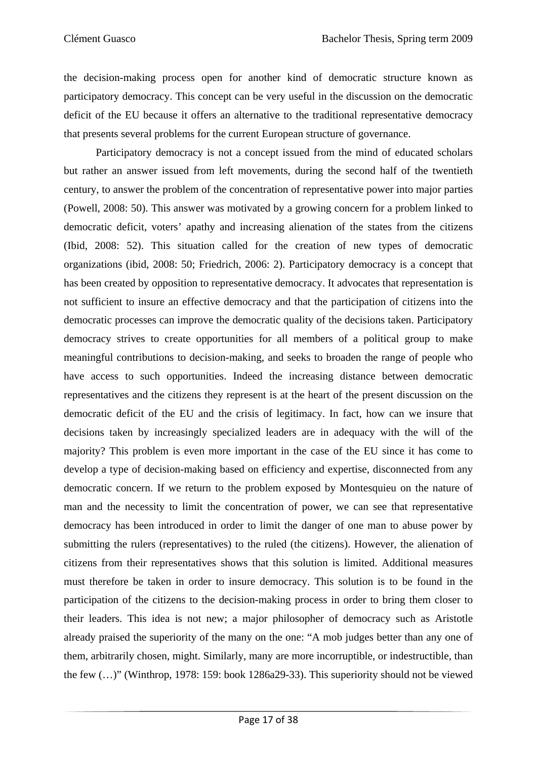the decision-making process open for another kind of democratic structure known as participatory democracy. This concept can be very useful in the discussion on the democratic deficit of the EU because it offers an alternative to the traditional representative democracy that presents several problems for the current European structure of governance.

Participatory democracy is not a concept issued from the mind of educated scholars but rather an answer issued from left movements, during the second half of the twentieth century, to answer the problem of the concentration of representative power into major parties (Powell, 2008: 50). This answer was motivated by a growing concern for a problem linked to democratic deficit, voters' apathy and increasing alienation of the states from the citizens (Ibid, 2008: 52). This situation called for the creation of new types of democratic organizations (ibid, 2008: 50; Friedrich, 2006: 2). Participatory democracy is a concept that has been created by opposition to representative democracy. It advocates that representation is not sufficient to insure an effective democracy and that the participation of citizens into the democratic processes can improve the democratic quality of the decisions taken. Participatory democracy strives to create opportunities for all members of a political group to make meaningful contributions to decision-making, and seeks to broaden the range of people who have access to such opportunities. Indeed the increasing distance between democratic representatives and the citizens they represent is at the heart of the present discussion on the democratic deficit of the EU and the crisis of legitimacy. In fact, how can we insure that decisions taken by increasingly specialized leaders are in adequacy with the will of the majority? This problem is even more important in the case of the EU since it has come to develop a type of decision-making based on efficiency and expertise, disconnected from any democratic concern. If we return to the problem exposed by Montesquieu on the nature of man and the necessity to limit the concentration of power, we can see that representative democracy has been introduced in order to limit the danger of one man to abuse power by submitting the rulers (representatives) to the ruled (the citizens). However, the alienation of citizens from their representatives shows that this solution is limited. Additional measures must therefore be taken in order to insure democracy. This solution is to be found in the participation of the citizens to the decision-making process in order to bring them closer to their leaders. This idea is not new; a major philosopher of democracy such as Aristotle already praised the superiority of the many on the one: "A mob judges better than any one of them, arbitrarily chosen, might. Similarly, many are more incorruptible, or indestructible, than the few (…)" (Winthrop, 1978: 159: book 1286a29-33). This superiority should not be viewed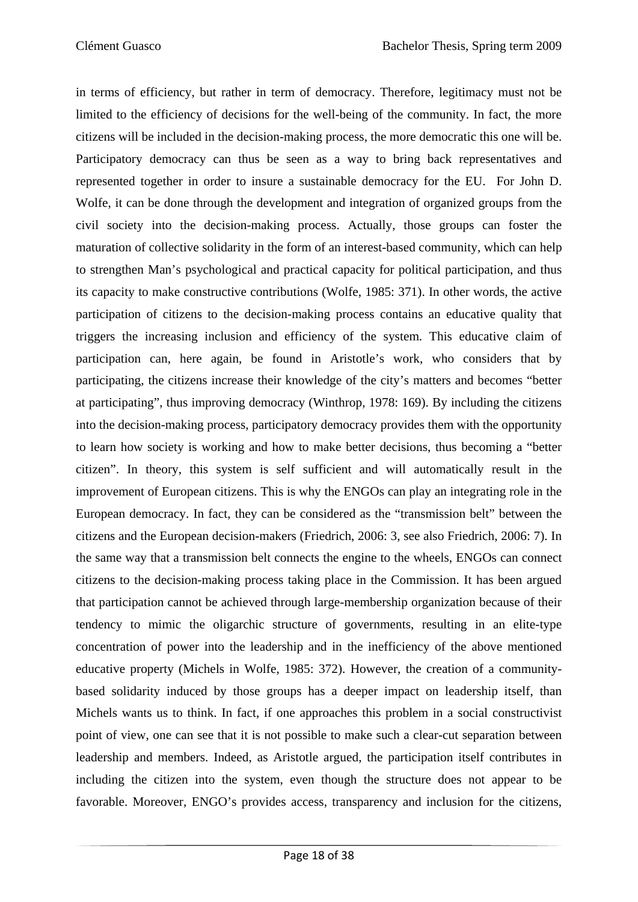in terms of efficiency, but rather in term of democracy. Therefore, legitimacy must not be limited to the efficiency of decisions for the well-being of the community. In fact, the more citizens will be included in the decision-making process, the more democratic this one will be. Participatory democracy can thus be seen as a way to bring back representatives and represented together in order to insure a sustainable democracy for the EU. For John D. Wolfe, it can be done through the development and integration of organized groups from the civil society into the decision-making process. Actually, those groups can foster the maturation of collective solidarity in the form of an interest-based community, which can help to strengthen Man's psychological and practical capacity for political participation, and thus its capacity to make constructive contributions (Wolfe, 1985: 371). In other words, the active participation of citizens to the decision-making process contains an educative quality that triggers the increasing inclusion and efficiency of the system. This educative claim of participation can, here again, be found in Aristotle's work, who considers that by participating, the citizens increase their knowledge of the city's matters and becomes "better at participating", thus improving democracy (Winthrop, 1978: 169). By including the citizens into the decision-making process, participatory democracy provides them with the opportunity to learn how society is working and how to make better decisions, thus becoming a "better citizen". In theory, this system is self sufficient and will automatically result in the improvement of European citizens. This is why the ENGOs can play an integrating role in the European democracy. In fact, they can be considered as the "transmission belt" between the citizens and the European decision-makers (Friedrich, 2006: 3, see also Friedrich, 2006: 7). In the same way that a transmission belt connects the engine to the wheels, ENGOs can connect citizens to the decision-making process taking place in the Commission. It has been argued that participation cannot be achieved through large-membership organization because of their tendency to mimic the oligarchic structure of governments, resulting in an elite-type concentration of power into the leadership and in the inefficiency of the above mentioned educative property (Michels in Wolfe, 1985: 372). However, the creation of a community-based solidarity induced by those groups has a deeper impact on leadership itself, than Michels wants us to think. In fact, if one approaches this problem in a social constructivist point of view, one can see that it is not possible to make such a clear-cut separation between leadership and members. Indeed, as Aristotle argued, the participation itself contributes in including the citizen into the system, even though the structure does not appear to be favorable. Moreover, ENGO's provides access, transparency and inclusion for the citizens,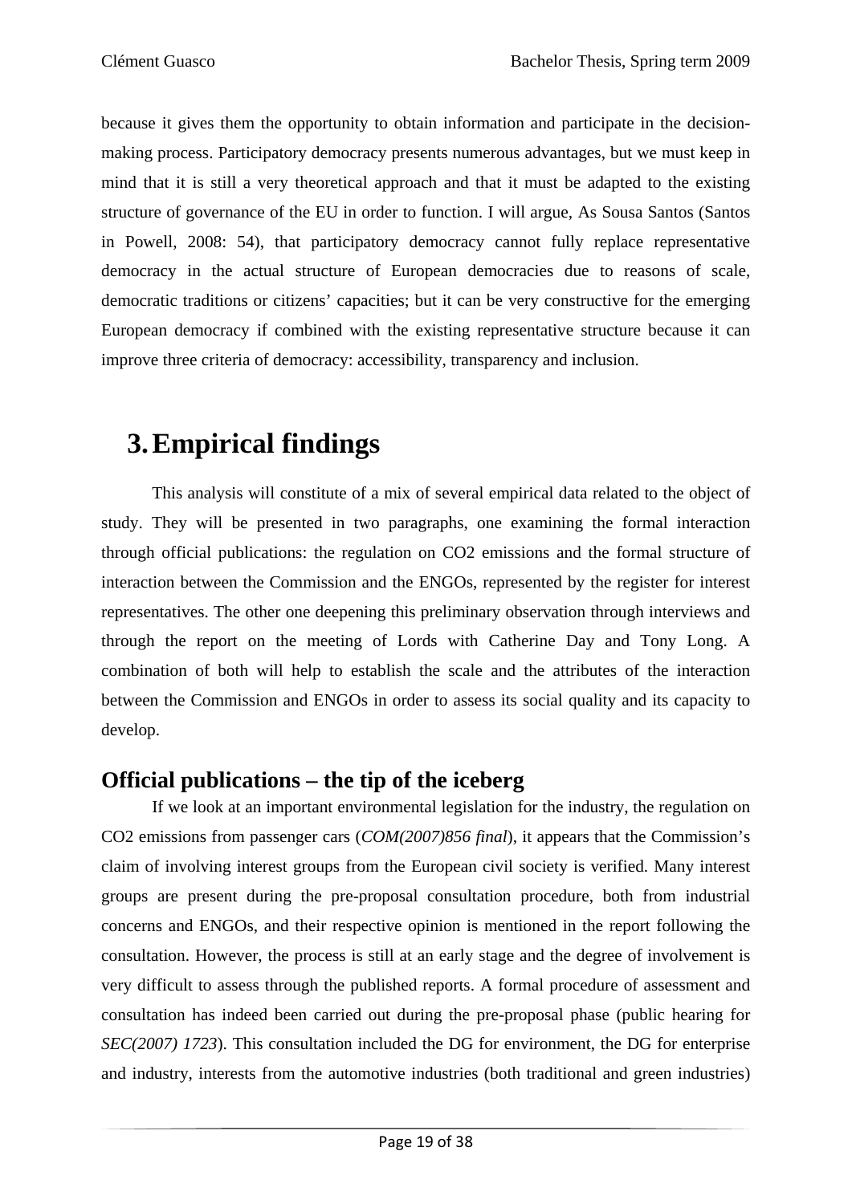because it gives them the opportunity to obtain information and participate in the decision-making process. Participatory democracy presents numerous advantages, but we must keep in mind that it is still a very theoretical approach and that it must be adapted to the existing structure of governance of the EU in order to function. I will argue, As Sousa Santos (Santos in Powell, 2008: 54), that participatory democracy cannot fully replace representative democracy in the actual structure of European democracies due to reasons of scale, democratic traditions or citizens' capacities; but it can be very constructive for the emerging European democracy if combined with the existing representative structure because it can improve three criteria of democracy: accessibility, transparency and inclusion.

# 3. Empirical findings

This analysis will constitute of a mix of several empirical data related to the object of study. They will be presented in two paragraphs, one examining the formal interaction through official publications: the regulation on $CO_2$ emissions and the formal structure of interaction between the Commission and the ENGOs, represented by the register for interest representatives. The other one deepening this preliminary observation through interviews and through the report on the meeting of Lords with Catherine Day and Tony Long. A combination of both will help to establish the scale and the attributes of the interaction between the Commission and ENGOs in order to assess its social quality and its capacity to develop.

## Official publications – the tip of the iceberg

If we look at an important environmental legislation for the industry, the regulation on $CO_2$ emissions from passenger cars (*COM(2007)856 final*), it appears that the Commission's claim of involving interest groups from the European civil society is verified. Many interest groups are present during the pre-proposal consultation procedure, both from industrial concerns and ENGOs, and their respective opinion is mentioned in the report following the consultation. However, the process is still at an early stage and the degree of involvement is very difficult to assess through the published reports. A formal procedure of assessment and consultation has indeed been carried out during the pre-proposal phase (public hearing for *SEC(2007) 1723*). This consultation included the DG for environment, the DG for enterprise and industry, interests from the automotive industries (both traditional and green industries)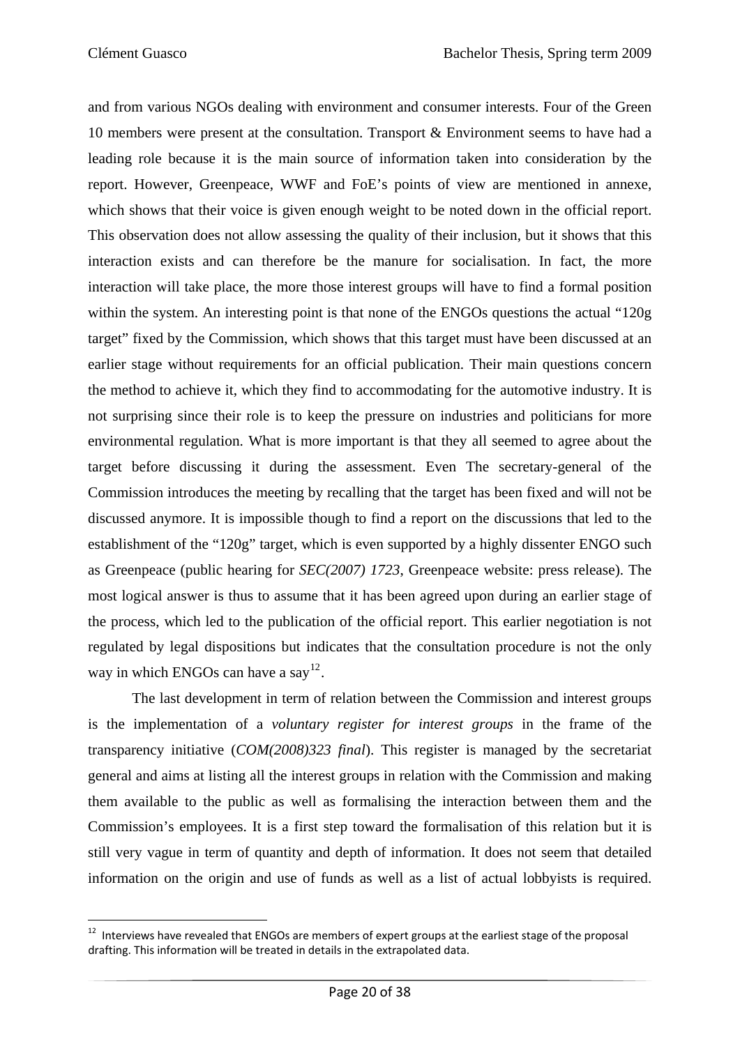and from various NGOs dealing with environment and consumer interests. Four of the Green 10 members were present at the consultation. Transport & Environment seems to have had a leading role because it is the main source of information taken into consideration by the report. However, Greenpeace, WWF and FoE's points of view are mentioned in annexe, which shows that their voice is given enough weight to be noted down in the official report. This observation does not allow assessing the quality of their inclusion, but it shows that this interaction exists and can therefore be the manure for socialisation. In fact, the more interaction will take place, the more those interest groups will have to find a formal position within the system. An interesting point is that none of the ENGOs questions the actual "120g target" fixed by the Commission, which shows that this target must have been discussed at an earlier stage without requirements for an official publication. Their main questions concern the method to achieve it, which they find to accommodating for the automotive industry. It is not surprising since their role is to keep the pressure on industries and politicians for more environmental regulation. What is more important is that they all seemed to agree about the target before discussing it during the assessment. Even The secretary-general of the Commission introduces the meeting by recalling that the target has been fixed and will not be discussed anymore. It is impossible though to find a report on the discussions that led to the establishment of the "120g" target, which is even supported by a highly dissenter ENGO such as Greenpeace (public hearing for *SEC(2007) 1723*, Greenpeace website: press release). The most logical answer is thus to assume that it has been agreed upon during an earlier stage of the process, which led to the publication of the official report. This earlier negotiation is not regulated by legal dispositions but indicates that the consultation procedure is not the only way in which ENGOs can have a say[12].

The last development in term of relation between the Commission and interest groups is the implementation of a *voluntary register for interest groups* in the frame of the transparency initiative (*COM(2008)323 final*). This register is managed by the secretariat general and aims at listing all the interest groups in relation with the Commission and making them available to the public as well as formalising the interaction between them and the Commission's employees. It is a first step toward the formalisation of this relation but it is still very vague in term of quantity and depth of information. It does not seem that detailed information on the origin and use of funds as well as a list of actual lobbyists is required.

[12] Interviews have revealed that ENGOs are members of expert groups at the earliest stage of the proposal drafting. This information will be treated in details in the extrapolated data.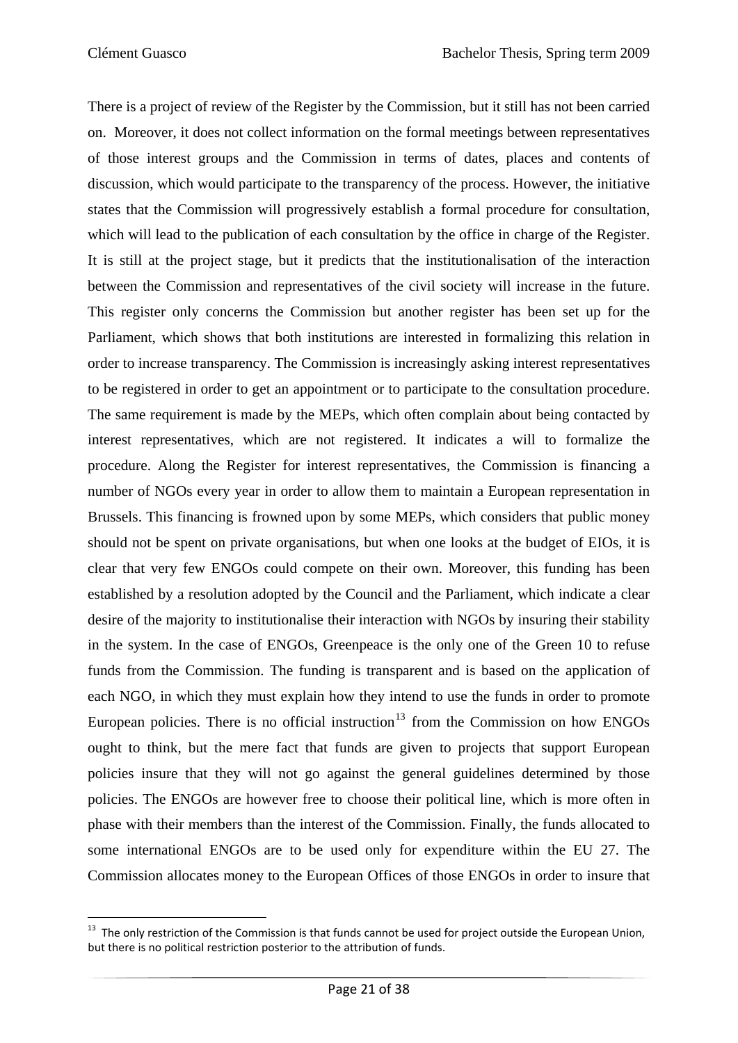There is a project of review of the Register by the Commission, but it still has not been carried on. Moreover, it does not collect information on the formal meetings between representatives of those interest groups and the Commission in terms of dates, places and contents of discussion, which would participate to the transparency of the process. However, the initiative states that the Commission will progressively establish a formal procedure for consultation, which will lead to the publication of each consultation by the office in charge of the Register. It is still at the project stage, but it predicts that the institutionalisation of the interaction between the Commission and representatives of the civil society will increase in the future. This register only concerns the Commission but another register has been set up for the Parliament, which shows that both institutions are interested in formalizing this relation in order to increase transparency. The Commission is increasingly asking interest representatives to be registered in order to get an appointment or to participate to the consultation procedure. The same requirement is made by the MEPs, which often complain about being contacted by interest representatives, which are not registered. It indicates a will to formalize the procedure. Along the Register for interest representatives, the Commission is financing a number of NGOs every year in order to allow them to maintain a European representation in Brussels. This financing is frowned upon by some MEPs, which considers that public money should not be spent on private organisations, but when one looks at the budget of EIOs, it is clear that very few ENGOs could compete on their own. Moreover, this funding has been established by a resolution adopted by the Council and the Parliament, which indicate a clear desire of the majority to institutionalise their interaction with NGOs by insuring their stability in the system. In the case of ENGOs, Greenpeace is the only one of the Green 10 to refuse funds from the Commission. The funding is transparent and is based on the application of each NGO, in which they must explain how they intend to use the funds in order to promote European policies. There is no official instruction[13] from the Commission on how ENGOs ought to think, but the mere fact that funds are given to projects that support European policies insure that they will not go against the general guidelines determined by those policies. The ENGOs are however free to choose their political line, which is more often in phase with their members than the interest of the Commission. Finally, the funds allocated to some international ENGOs are to be used only for expenditure within the EU 27. The Commission allocates money to the European Offices of those ENGOs in order to insure that

[13] The only restriction of the Commission is that funds cannot be used for project outside the European Union, but there is no political restriction posterior to the attribution of funds.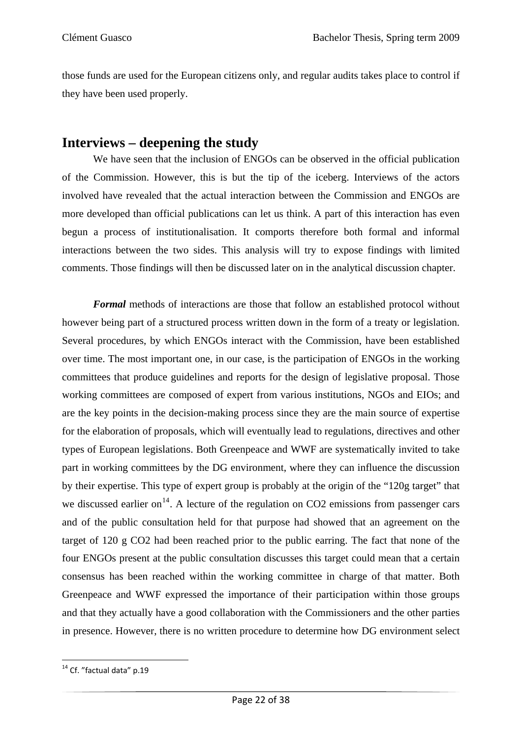those funds are used for the European citizens only, and regular audits takes place to control if they have been used properly.

## Interviews – deepening the study

We have seen that the inclusion of ENGOs can be observed in the official publication of the Commission. However, this is but the tip of the iceberg. Interviews of the actors involved have revealed that the actual interaction between the Commission and ENGOs are more developed than official publications can let us think. A part of this interaction has even begun a process of institutionalisation. It comports therefore both formal and informal interactions between the two sides. This analysis will try to expose findings with limited comments. Those findings will then be discussed later on in the analytical discussion chapter.

***Formal*** methods of interactions are those that follow an established protocol without however being part of a structured process written down in the form of a treaty or legislation. Several procedures, by which ENGOs interact with the Commission, have been established over time. The most important one, in our case, is the participation of ENGOs in the working committees that produce guidelines and reports for the design of legislative proposal. Those working committees are composed of expert from various institutions, NGOs and EIOs; and are the key points in the decision-making process since they are the main source of expertise for the elaboration of proposals, which will eventually lead to regulations, directives and other types of European legislations. Both Greenpeace and WWF are systematically invited to take part in working committees by the DG environment, where they can influence the discussion by their expertise. This type of expert group is probably at the origin of the "120g target" that we discussed earlier on[14]. A lecture of the regulation on CO2 emissions from passenger cars and of the public consultation held for that purpose had showed that an agreement on the target of 120 g CO2 had been reached prior to the public earring. The fact that none of the four ENGOs present at the public consultation discusses this target could mean that a certain consensus has been reached within the working committee in charge of that matter. Both Greenpeace and WWF expressed the importance of their participation within those groups and that they actually have a good collaboration with the Commissioners and the other parties in presence. However, there is no written procedure to determine how DG environment select

[14] Cf. "factual data" p.19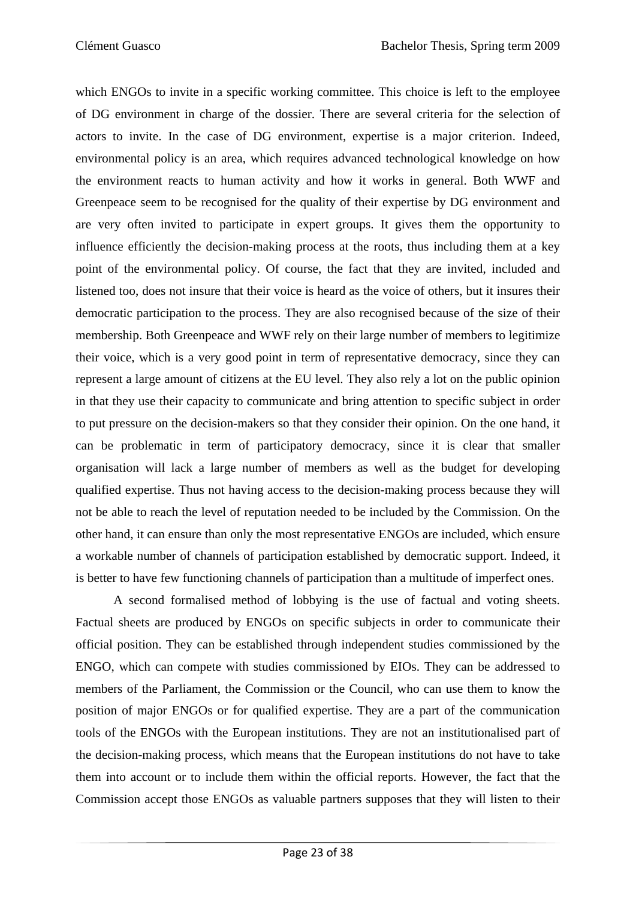which ENGOs to invite in a specific working committee. This choice is left to the employee of DG environment in charge of the dossier. There are several criteria for the selection of actors to invite. In the case of DG environment, expertise is a major criterion. Indeed, environmental policy is an area, which requires advanced technological knowledge on how the environment reacts to human activity and how it works in general. Both WWF and Greenpeace seem to be recognised for the quality of their expertise by DG environment and are very often invited to participate in expert groups. It gives them the opportunity to influence efficiently the decision-making process at the roots, thus including them at a key point of the environmental policy. Of course, the fact that they are invited, included and listened too, does not insure that their voice is heard as the voice of others, but it insures their democratic participation to the process. They are also recognised because of the size of their membership. Both Greenpeace and WWF rely on their large number of members to legitimize their voice, which is a very good point in term of representative democracy, since they can represent a large amount of citizens at the EU level. They also rely a lot on the public opinion in that they use their capacity to communicate and bring attention to specific subject in order to put pressure on the decision-makers so that they consider their opinion. On the one hand, it can be problematic in term of participatory democracy, since it is clear that smaller organisation will lack a large number of members as well as the budget for developing qualified expertise. Thus not having access to the decision-making process because they will not be able to reach the level of reputation needed to be included by the Commission. On the other hand, it can ensure than only the most representative ENGOs are included, which ensure a workable number of channels of participation established by democratic support. Indeed, it is better to have few functioning channels of participation than a multitude of imperfect ones.

A second formalised method of lobbying is the use of factual and voting sheets. Factual sheets are produced by ENGOs on specific subjects in order to communicate their official position. They can be established through independent studies commissioned by the ENGO, which can compete with studies commissioned by EIOs. They can be addressed to members of the Parliament, the Commission or the Council, who can use them to know the position of major ENGOs or for qualified expertise. They are a part of the communication tools of the ENGOs with the European institutions. They are not an institutionalised part of the decision-making process, which means that the European institutions do not have to take them into account or to include them within the official reports. However, the fact that the Commission accept those ENGOs as valuable partners supposes that they will listen to their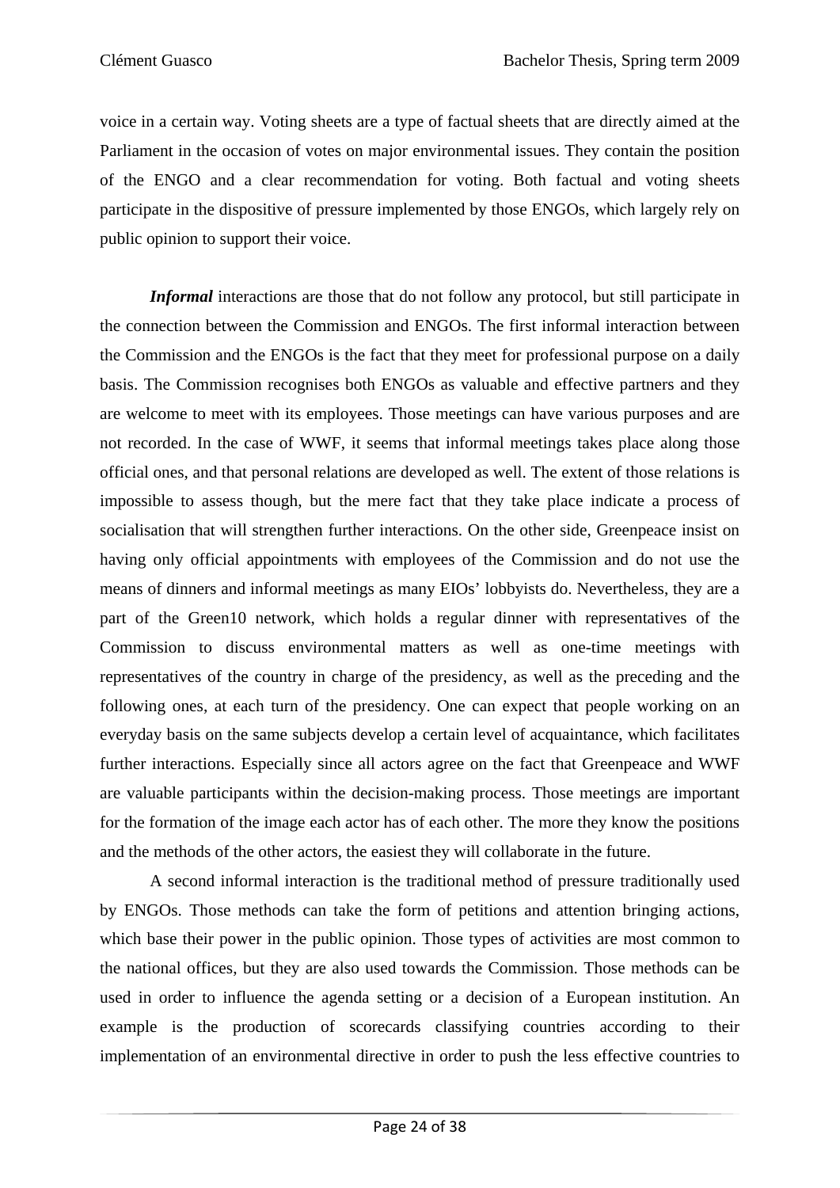voice in a certain way. Voting sheets are a type of factual sheets that are directly aimed at the Parliament in the occasion of votes on major environmental issues. They contain the position of the ENGO and a clear recommendation for voting. Both factual and voting sheets participate in the dispositive of pressure implemented by those ENGOs, which largely rely on public opinion to support their voice.

***Informal*** interactions are those that do not follow any protocol, but still participate in the connection between the Commission and ENGOs. The first informal interaction between the Commission and the ENGOs is the fact that they meet for professional purpose on a daily basis. The Commission recognises both ENGOs as valuable and effective partners and they are welcome to meet with its employees. Those meetings can have various purposes and are not recorded. In the case of WWF, it seems that informal meetings takes place along those official ones, and that personal relations are developed as well. The extent of those relations is impossible to assess though, but the mere fact that they take place indicate a process of socialisation that will strengthen further interactions. On the other side, Greenpeace insist on having only official appointments with employees of the Commission and do not use the means of dinners and informal meetings as many EIOs' lobbyists do. Nevertheless, they are a part of the Green10 network, which holds a regular dinner with representatives of the Commission to discuss environmental matters as well as one-time meetings with representatives of the country in charge of the presidency, as well as the preceding and the following ones, at each turn of the presidency. One can expect that people working on an everyday basis on the same subjects develop a certain level of acquaintance, which facilitates further interactions. Especially since all actors agree on the fact that Greenpeace and WWF are valuable participants within the decision-making process. Those meetings are important for the formation of the image each actor has of each other. The more they know the positions and the methods of the other actors, the easiest they will collaborate in the future.

A second informal interaction is the traditional method of pressure traditionally used by ENGOs. Those methods can take the form of petitions and attention bringing actions, which base their power in the public opinion. Those types of activities are most common to the national offices, but they are also used towards the Commission. Those methods can be used in order to influence the agenda setting or a decision of a European institution. An example is the production of scorecards classifying countries according to their implementation of an environmental directive in order to push the less effective countries to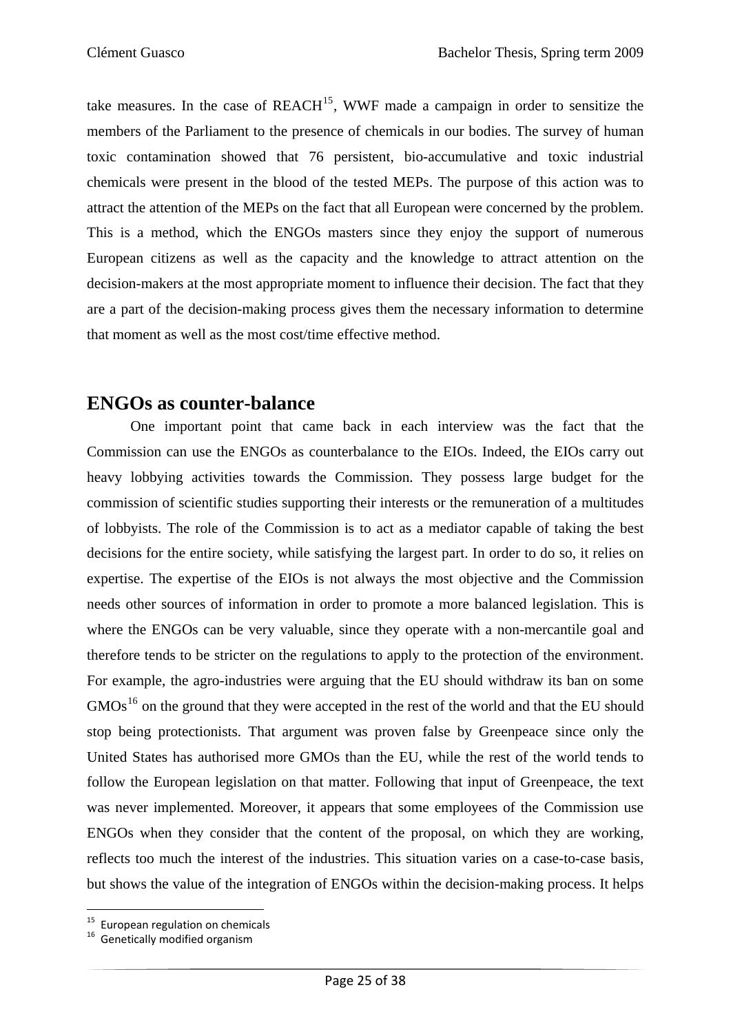take measures. In the case of REACH[15], WWF made a campaign in order to sensitize the members of the Parliament to the presence of chemicals in our bodies. The survey of human toxic contamination showed that 76 persistent, bio-accumulative and toxic industrial chemicals were present in the blood of the tested MEPs. The purpose of this action was to attract the attention of the MEPs on the fact that all European were concerned by the problem. This is a method, which the ENGOs masters since they enjoy the support of numerous European citizens as well as the capacity and the knowledge to attract attention on the decision-makers at the most appropriate moment to influence their decision. The fact that they are a part of the decision-making process gives them the necessary information to determine that moment as well as the most cost/time effective method.

## ENGOs as counter-balance

One important point that came back in each interview was the fact that the Commission can use the ENGOs as counterbalance to the EIOs. Indeed, the EIOs carry out heavy lobbying activities towards the Commission. They possess large budget for the commission of scientific studies supporting their interests or the remuneration of a multitudes of lobbyists. The role of the Commission is to act as a mediator capable of taking the best decisions for the entire society, while satisfying the largest part. In order to do so, it relies on expertise. The expertise of the EIOs is not always the most objective and the Commission needs other sources of information in order to promote a more balanced legislation. This is where the ENGOs can be very valuable, since they operate with a non-mercantile goal and therefore tends to be stricter on the regulations to apply to the protection of the environment. For example, the agro-industries were arguing that the EU should withdraw its ban on some GMOs[16] on the ground that they were accepted in the rest of the world and that the EU should stop being protectionists. That argument was proven false by Greenpeace since only the United States has authorised more GMOs than the EU, while the rest of the world tends to follow the European legislation on that matter. Following that input of Greenpeace, the text was never implemented. Moreover, it appears that some employees of the Commission use ENGOs when they consider that the content of the proposal, on which they are working, reflects too much the interest of the industries. This situation varies on a case-to-case basis, but shows the value of the integration of ENGOs within the decision-making process. It helps

[15] European regulation on chemicals

[16] Genetically modified organism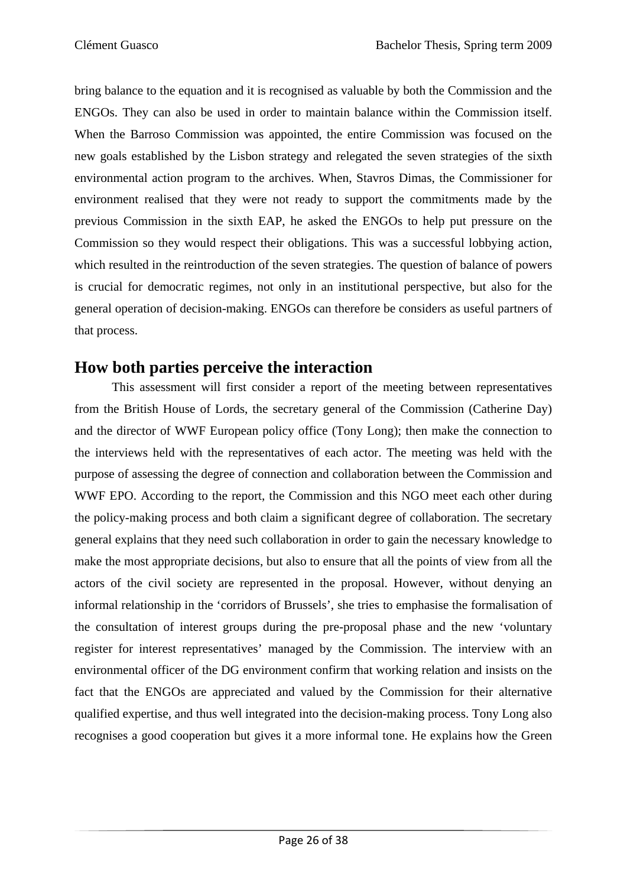bring balance to the equation and it is recognised as valuable by both the Commission and the ENGOs. They can also be used in order to maintain balance within the Commission itself. When the Barroso Commission was appointed, the entire Commission was focused on the new goals established by the Lisbon strategy and relegated the seven strategies of the sixth environmental action program to the archives. When, Stavros Dimas, the Commissioner for environment realised that they were not ready to support the commitments made by the previous Commission in the sixth EAP, he asked the ENGOs to help put pressure on the Commission so they would respect their obligations. This was a successful lobbying action, which resulted in the reintroduction of the seven strategies. The question of balance of powers is crucial for democratic regimes, not only in an institutional perspective, but also for the general operation of decision-making. ENGOs can therefore be considers as useful partners of that process.

## How both parties perceive the interaction

This assessment will first consider a report of the meeting between representatives from the British House of Lords, the secretary general of the Commission (Catherine Day) and the director of WWF European policy office (Tony Long); then make the connection to the interviews held with the representatives of each actor. The meeting was held with the purpose of assessing the degree of connection and collaboration between the Commission and WWF EPO. According to the report, the Commission and this NGO meet each other during the policy-making process and both claim a significant degree of collaboration. The secretary general explains that they need such collaboration in order to gain the necessary knowledge to make the most appropriate decisions, but also to ensure that all the points of view from all the actors of the civil society are represented in the proposal. However, without denying an informal relationship in the 'corridors of Brussels', she tries to emphasise the formalisation of the consultation of interest groups during the pre-proposal phase and the new 'voluntary register for interest representatives' managed by the Commission. The interview with an environmental officer of the DG environment confirm that working relation and insists on the fact that the ENGOs are appreciated and valued by the Commission for their alternative qualified expertise, and thus well integrated into the decision-making process. Tony Long also recognises a good cooperation but gives it a more informal tone. He explains how the Green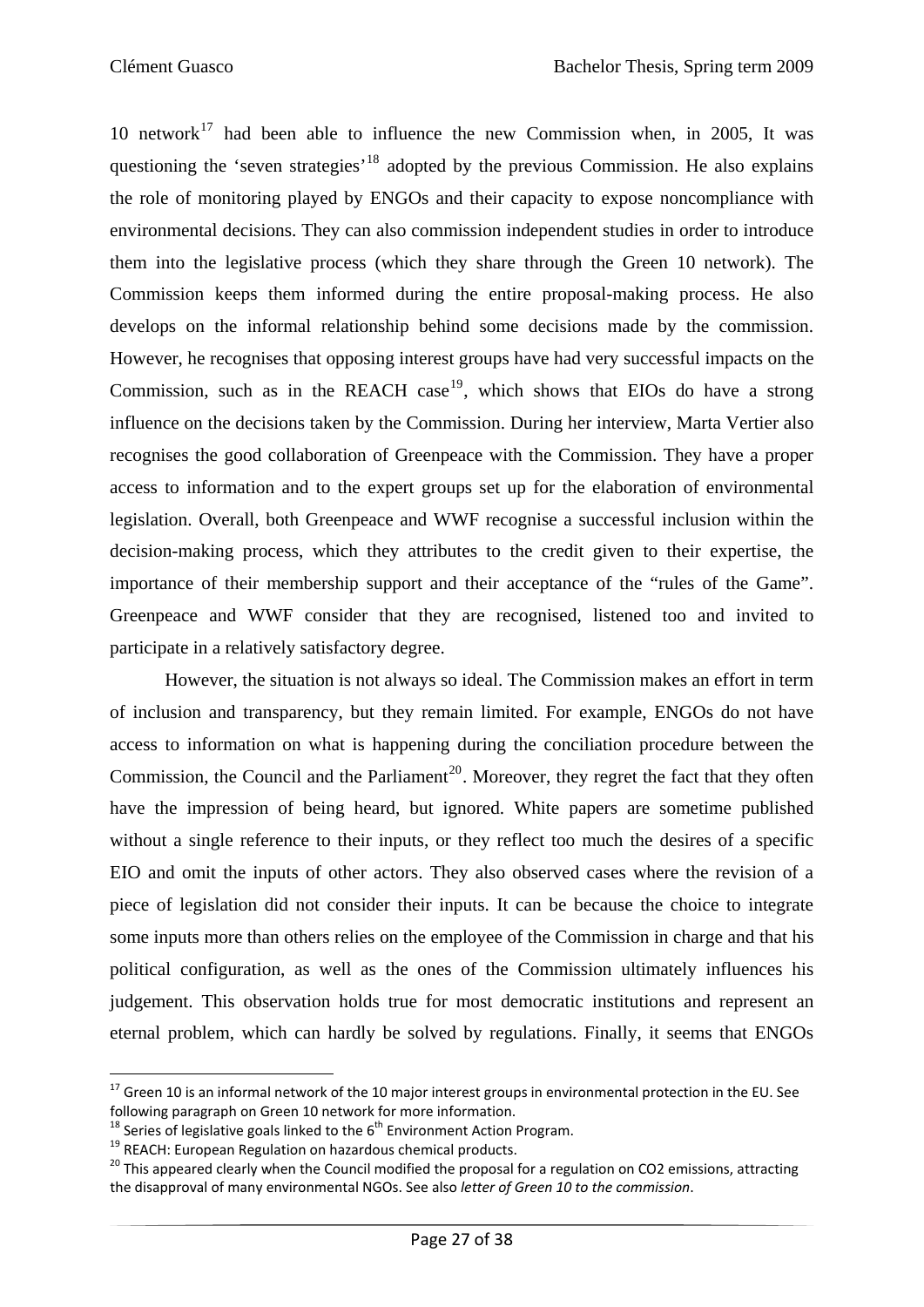10 network[17] had been able to influence the new Commission when, in 2005, It was questioning the 'seven strategies'[18] adopted by the previous Commission. He also explains the role of monitoring played by ENGOs and their capacity to expose noncompliance with environmental decisions. They can also commission independent studies in order to introduce them into the legislative process (which they share through the Green 10 network). The Commission keeps them informed during the entire proposal-making process. He also develops on the informal relationship behind some decisions made by the commission. However, he recognises that opposing interest groups have had very successful impacts on the Commission, such as in the REACH case[19], which shows that EIOs do have a strong influence on the decisions taken by the Commission. During her interview, Marta Vertier also recognises the good collaboration of Greenpeace with the Commission. They have a proper access to information and to the expert groups set up for the elaboration of environmental legislation. Overall, both Greenpeace and WWF recognise a successful inclusion within the decision-making process, which they attributes to the credit given to their expertise, the importance of their membership support and their acceptance of the "rules of the Game". Greenpeace and WWF consider that they are recognised, listened too and invited to participate in a relatively satisfactory degree.

However, the situation is not always so ideal. The Commission makes an effort in term of inclusion and transparency, but they remain limited. For example, ENGOs do not have access to information on what is happening during the conciliation procedure between the Commission, the Council and the Parliament[20]. Moreover, they regret the fact that they often have the impression of being heard, but ignored. White papers are sometime published without a single reference to their inputs, or they reflect too much the desires of a specific EIO and omit the inputs of other actors. They also observed cases where the revision of a piece of legislation did not consider their inputs. It can be because the choice to integrate some inputs more than others relies on the employee of the Commission in charge and that his political configuration, as well as the ones of the Commission ultimately influences his judgement. This observation holds true for most democratic institutions and represent an eternal problem, which can hardly be solved by regulations. Finally, it seems that ENGOs

---

[17] Green 10 is an informal network of the 10 major interest groups in environmental protection in the EU. See following paragraph on Green 10 network for more information.

[18] Series of legislative goals linked to the 6th Environment Action Program.

[19] REACH: European Regulation on hazardous chemical products.

[20] This appeared clearly when the Council modified the proposal for a regulation on $CO_2$ emissions, attracting the disapproval of many environmental NGOs. See also *letter of Green 10 to the commission*.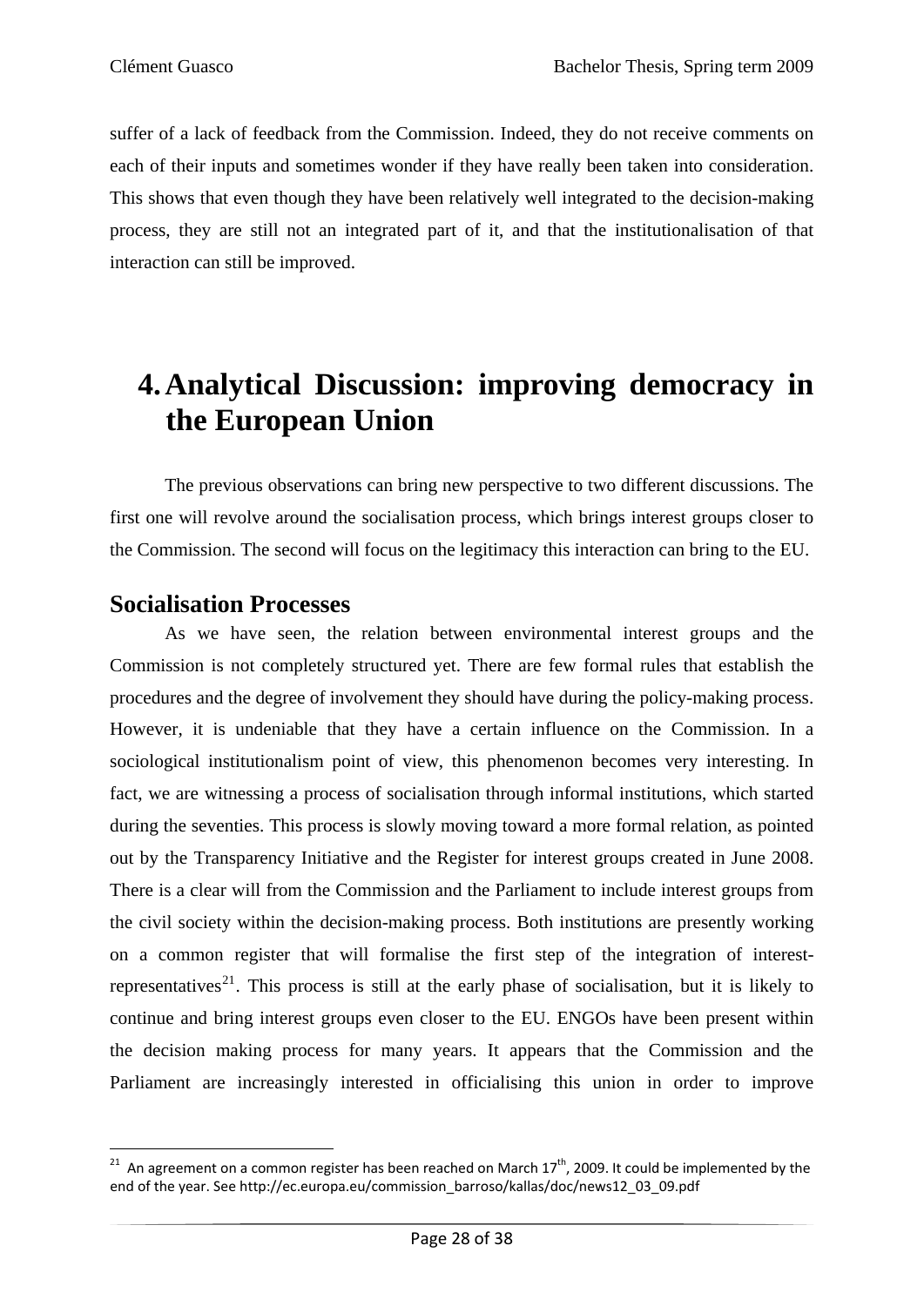suffer of a lack of feedback from the Commission. Indeed, they do not receive comments on each of their inputs and sometimes wonder if they have really been taken into consideration. This shows that even though they have been relatively well integrated to the decision-making process, they are still not an integrated part of it, and that the institutionalisation of that interaction can still be improved.

# 4. Analytical Discussion: improving democracy in the European Union

The previous observations can bring new perspective to two different discussions. The first one will revolve around the socialisation process, which brings interest groups closer to the Commission. The second will focus on the legitimacy this interaction can bring to the EU.

## Socialisation Processes

As we have seen, the relation between environmental interest groups and the Commission is not completely structured yet. There are few formal rules that establish the procedures and the degree of involvement they should have during the policy-making process. However, it is undeniable that they have a certain influence on the Commission. In a sociological institutionalism point of view, this phenomenon becomes very interesting. In fact, we are witnessing a process of socialisation through informal institutions, which started during the seventies. This process is slowly moving toward a more formal relation, as pointed out by the Transparency Initiative and the Register for interest groups created in June 2008. There is a clear will from the Commission and the Parliament to include interest groups from the civil society within the decision-making process. Both institutions are presently working on a common register that will formalise the first step of the integration of interest-representatives[21]. This process is still at the early phase of socialisation, but it is likely to continue and bring interest groups even closer to the EU. ENGOs have been present within the decision making process for many years. It appears that the Commission and the Parliament are increasingly interested in officialising this union in order to improve

[21] An agreement on a common register has been reached on March 17th, 2009. It could be implemented by the end of the year. See http://ec.europa.eu/commission_barroso/kallas/doc/news12_03_09.pdf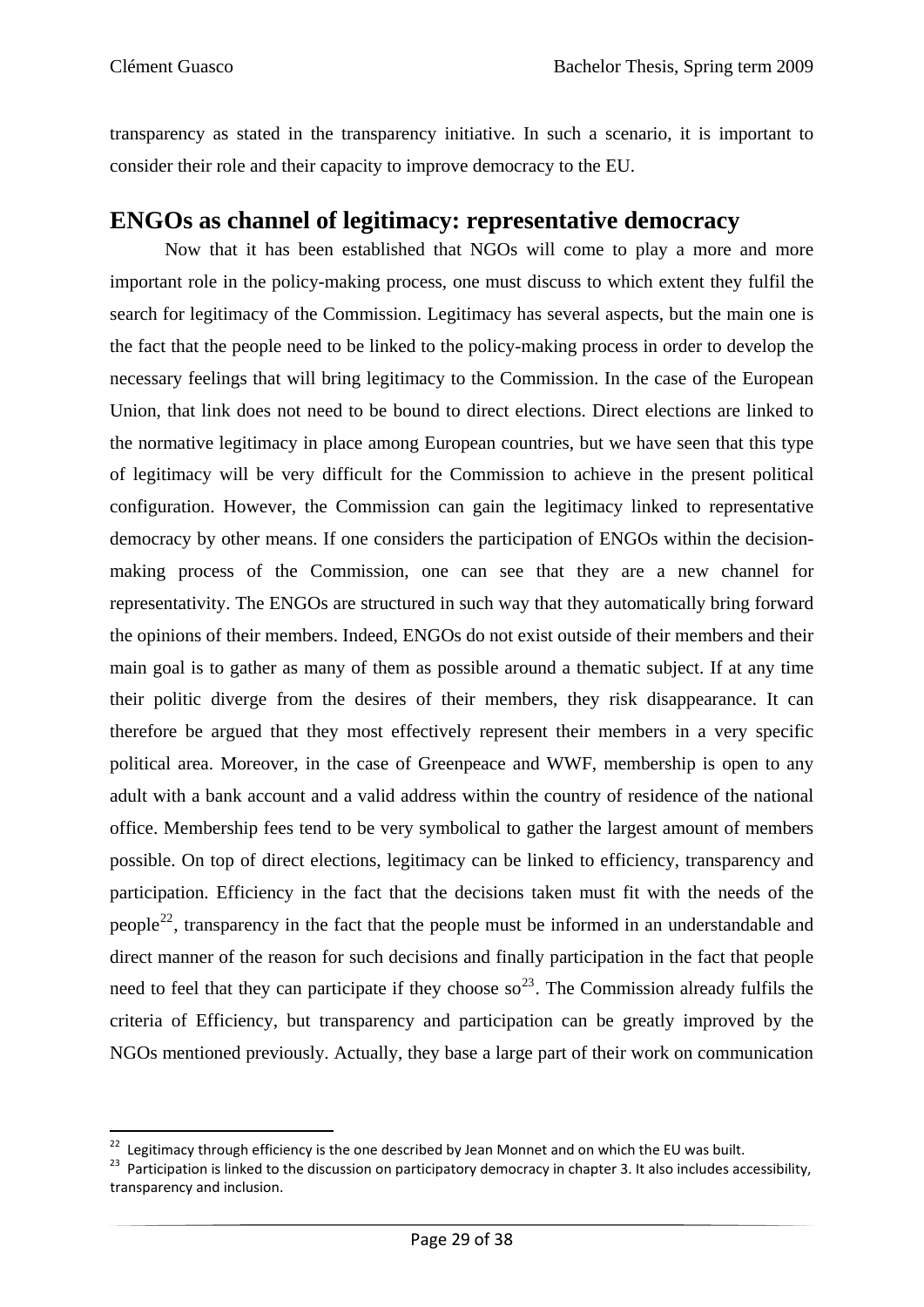transparency as stated in the transparency initiative. In such a scenario, it is important to consider their role and their capacity to improve democracy to the EU.

## ENGOs as channel of legitimacy: representative democracy

Now that it has been established that NGOs will come to play a more and more important role in the policy-making process, one must discuss to which extent they fulfil the search for legitimacy of the Commission. Legitimacy has several aspects, but the main one is the fact that the people need to be linked to the policy-making process in order to develop the necessary feelings that will bring legitimacy to the Commission. In the case of the European Union, that link does not need to be bound to direct elections. Direct elections are linked to the normative legitimacy in place among European countries, but we have seen that this type of legitimacy will be very difficult for the Commission to achieve in the present political configuration. However, the Commission can gain the legitimacy linked to representative democracy by other means. If one considers the participation of ENGOs within the decision-making process of the Commission, one can see that they are a new channel for representativity. The ENGOs are structured in such way that they automatically bring forward the opinions of their members. Indeed, ENGOs do not exist outside of their members and their main goal is to gather as many of them as possible around a thematic subject. If at any time their politic diverge from the desires of their members, they risk disappearance. It can therefore be argued that they most effectively represent their members in a very specific political area. Moreover, in the case of Greenpeace and WWF, membership is open to any adult with a bank account and a valid address within the country of residence of the national office. Membership fees tend to be very symbolical to gather the largest amount of members possible. On top of direct elections, legitimacy can be linked to efficiency, transparency and participation. Efficiency in the fact that the decisions taken must fit with the needs of the people[22], transparency in the fact that the people must be informed in an understandable and direct manner of the reason for such decisions and finally participation in the fact that people need to feel that they can participate if they choose so[23]. The Commission already fulfils the criteria of Efficiency, but transparency and participation can be greatly improved by the NGOs mentioned previously. Actually, they base a large part of their work on communication

---

[22] Legitimacy through efficiency is the one described by Jean Monnet and on which the EU was built.

[23] Participation is linked to the discussion on participatory democracy in chapter 3. It also includes accessibility, transparency and inclusion.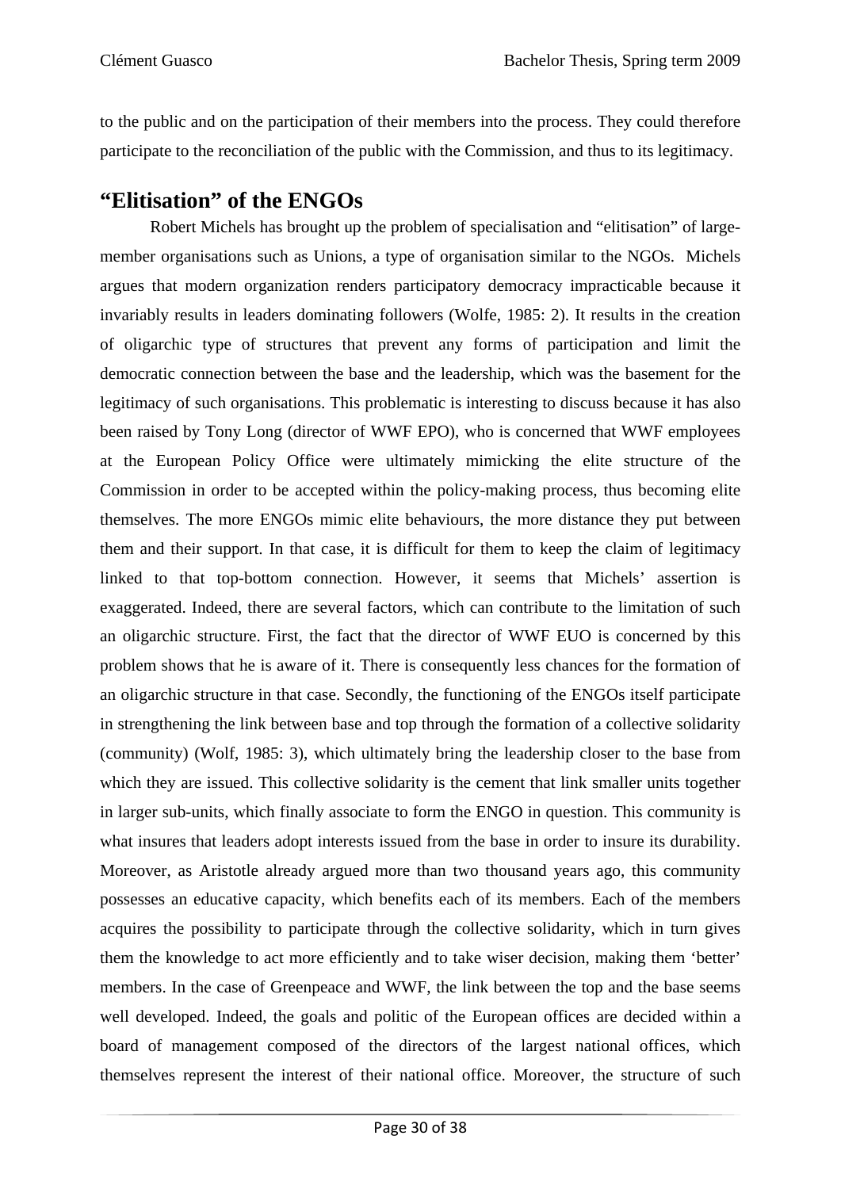to the public and on the participation of their members into the process. They could therefore participate to the reconciliation of the public with the Commission, and thus to its legitimacy.

## "Elitisation" of the ENGOs

Robert Michels has brought up the problem of specialisation and "elitisation" of large-member organisations such as Unions, a type of organisation similar to the NGOs. Michels argues that modern organization renders participatory democracy impracticable because it invariably results in leaders dominating followers (Wolfe, 1985: 2). It results in the creation of oligarchic type of structures that prevent any forms of participation and limit the democratic connection between the base and the leadership, which was the basement for the legitimacy of such organisations. This problematic is interesting to discuss because it has also been raised by Tony Long (director of WWF EPO), who is concerned that WWF employees at the European Policy Office were ultimately mimicking the elite structure of the Commission in order to be accepted within the policy-making process, thus becoming elite themselves. The more ENGOs mimic elite behaviours, the more distance they put between them and their support. In that case, it is difficult for them to keep the claim of legitimacy linked to that top-bottom connection. However, it seems that Michels' assertion is exaggerated. Indeed, there are several factors, which can contribute to the limitation of such an oligarchic structure. First, the fact that the director of WWF EUO is concerned by this problem shows that he is aware of it. There is consequently less chances for the formation of an oligarchic structure in that case. Secondly, the functioning of the ENGOs itself participate in strengthening the link between base and top through the formation of a collective solidarity (community) (Wolf, 1985: 3), which ultimately bring the leadership closer to the base from which they are issued. This collective solidarity is the cement that link smaller units together in larger sub-units, which finally associate to form the ENGO in question. This community is what insures that leaders adopt interests issued from the base in order to insure its durability. Moreover, as Aristotle already argued more than two thousand years ago, this community possesses an educative capacity, which benefits each of its members. Each of the members acquires the possibility to participate through the collective solidarity, which in turn gives them the knowledge to act more efficiently and to take wiser decision, making them 'better' members. In the case of Greenpeace and WWF, the link between the top and the base seems well developed. Indeed, the goals and politic of the European offices are decided within a board of management composed of the directors of the largest national offices, which themselves represent the interest of their national office. Moreover, the structure of such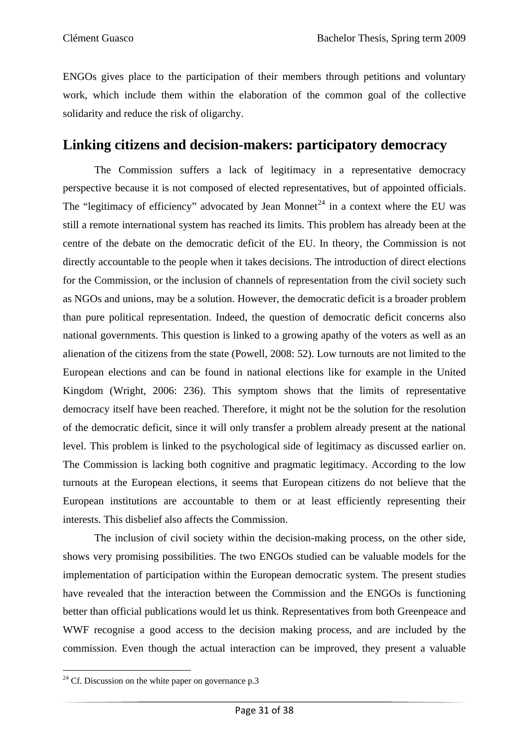ENGOs gives place to the participation of their members through petitions and voluntary work, which include them within the elaboration of the common goal of the collective solidarity and reduce the risk of oligarchy.

## Linking citizens and decision-makers: participatory democracy

The Commission suffers a lack of legitimacy in a representative democracy perspective because it is not composed of elected representatives, but of appointed officials. The "legitimacy of efficiency" advocated by Jean Monnet[24] in a context where the EU was still a remote international system has reached its limits. This problem has already been at the centre of the debate on the democratic deficit of the EU. In theory, the Commission is not directly accountable to the people when it takes decisions. The introduction of direct elections for the Commission, or the inclusion of channels of representation from the civil society such as NGOs and unions, may be a solution. However, the democratic deficit is a broader problem than pure political representation. Indeed, the question of democratic deficit concerns also national governments. This question is linked to a growing apathy of the voters as well as an alienation of the citizens from the state (Powell, 2008: 52). Low turnouts are not limited to the European elections and can be found in national elections like for example in the United Kingdom (Wright, 2006: 236). This symptom shows that the limits of representative democracy itself have been reached. Therefore, it might not be the solution for the resolution of the democratic deficit, since it will only transfer a problem already present at the national level. This problem is linked to the psychological side of legitimacy as discussed earlier on. The Commission is lacking both cognitive and pragmatic legitimacy. According to the low turnouts at the European elections, it seems that European citizens do not believe that the European institutions are accountable to them or at least efficiently representing their interests. This disbelief also affects the Commission.

The inclusion of civil society within the decision-making process, on the other side, shows very promising possibilities. The two ENGOs studied can be valuable models for the implementation of participation within the European democratic system. The present studies have revealed that the interaction between the Commission and the ENGOs is functioning better than official publications would let us think. Representatives from both Greenpeace and WWF recognise a good access to the decision making process, and are included by the commission. Even though the actual interaction can be improved, they present a valuable

[24] Cf. Discussion on the white paper on governance p.3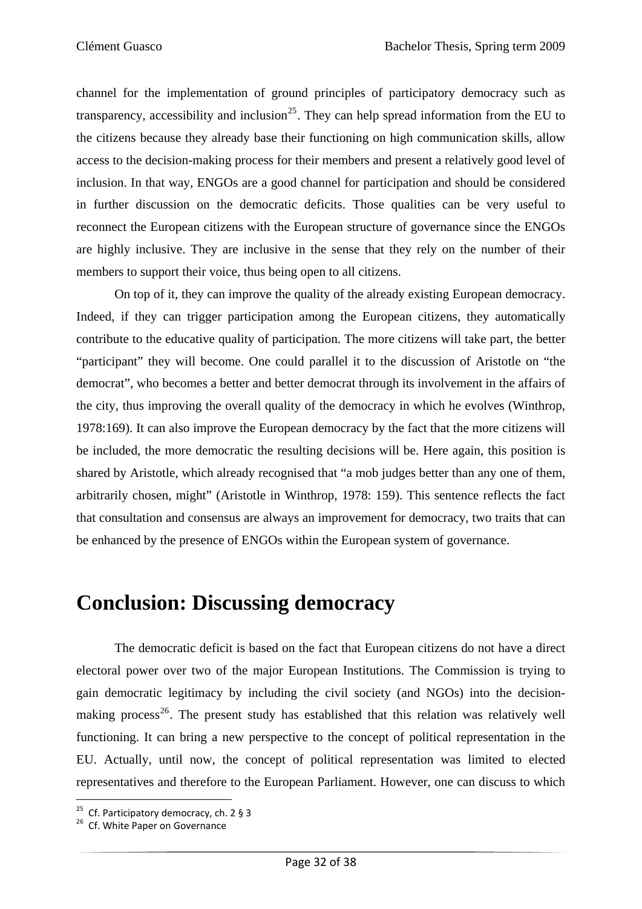channel for the implementation of ground principles of participatory democracy such as transparency, accessibility and inclusion[25]. They can help spread information from the EU to the citizens because they already base their functioning on high communication skills, allow access to the decision-making process for their members and present a relatively good level of inclusion. In that way, ENGOs are a good channel for participation and should be considered in further discussion on the democratic deficits. Those qualities can be very useful to reconnect the European citizens with the European structure of governance since the ENGOs are highly inclusive. They are inclusive in the sense that they rely on the number of their members to support their voice, thus being open to all citizens.

On top of it, they can improve the quality of the already existing European democracy. Indeed, if they can trigger participation among the European citizens, they automatically contribute to the educative quality of participation. The more citizens will take part, the better "participant" they will become. One could parallel it to the discussion of Aristotle on "the democrat", who becomes a better and better democrat through its involvement in the affairs of the city, thus improving the overall quality of the democracy in which he evolves (Winthrop, 1978:169). It can also improve the European democracy by the fact that the more citizens will be included, the more democratic the resulting decisions will be. Here again, this position is shared by Aristotle, which already recognised that "a mob judges better than any one of them, arbitrarily chosen, might" (Aristotle in Winthrop, 1978: 159). This sentence reflects the fact that consultation and consensus are always an improvement for democracy, two traits that can be enhanced by the presence of ENGOs within the European system of governance.

# Conclusion: Discussing democracy

The democratic deficit is based on the fact that European citizens do not have a direct electoral power over two of the major European Institutions. The Commission is trying to gain democratic legitimacy by including the civil society (and NGOs) into the decision-making process[26]. The present study has established that this relation was relatively well functioning. It can bring a new perspective to the concept of political representation in the EU. Actually, until now, the concept of political representation was limited to elected representatives and therefore to the European Parliament. However, one can discuss to which

[25] Cf. Participatory democracy, ch. 2 § 3

[26] Cf. White Paper on Governance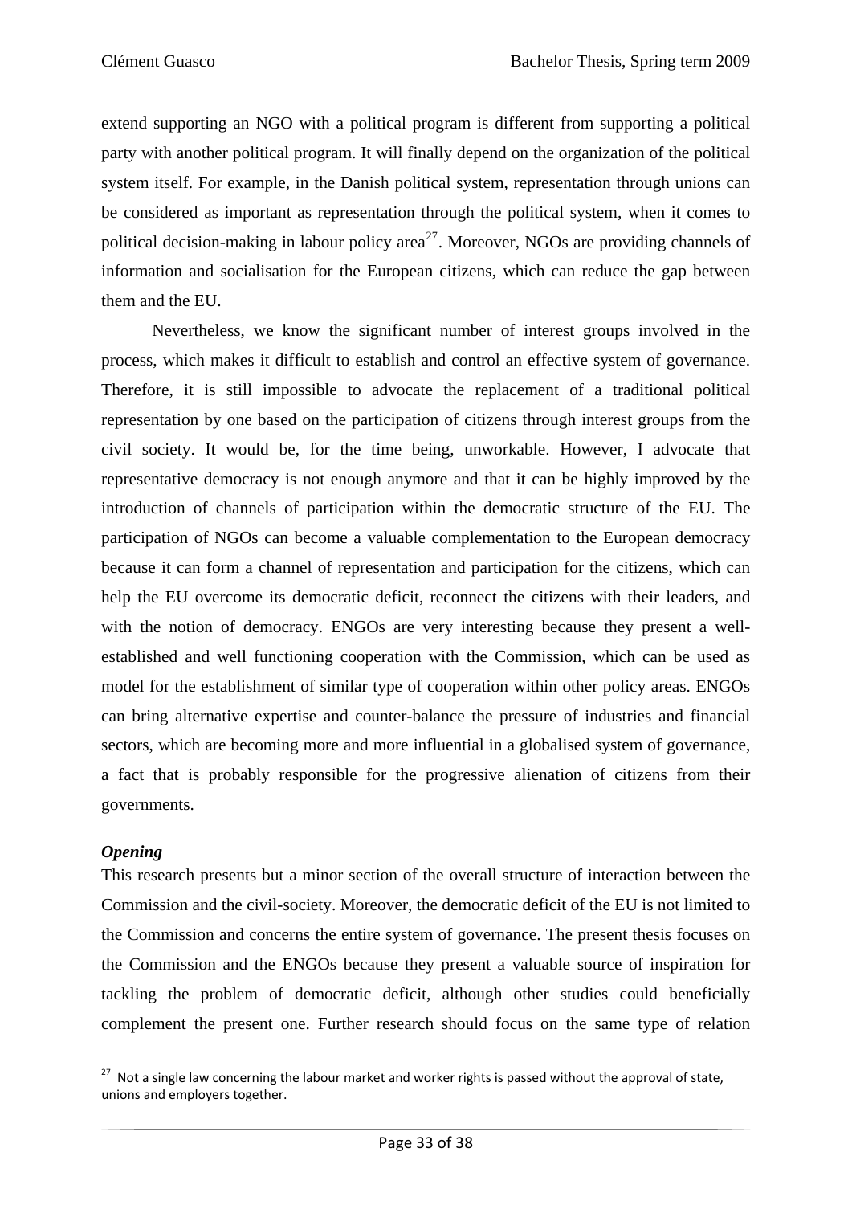extend supporting an NGO with a political program is different from supporting a political party with another political program. It will finally depend on the organization of the political system itself. For example, in the Danish political system, representation through unions can be considered as important as representation through the political system, when it comes to political decision-making in labour policy area[27]. Moreover, NGOs are providing channels of information and socialisation for the European citizens, which can reduce the gap between them and the EU.

Nevertheless, we know the significant number of interest groups involved in the process, which makes it difficult to establish and control an effective system of governance. Therefore, it is still impossible to advocate the replacement of a traditional political representation by one based on the participation of citizens through interest groups from the civil society. It would be, for the time being, unworkable. However, I advocate that representative democracy is not enough anymore and that it can be highly improved by the introduction of channels of participation within the democratic structure of the EU. The participation of NGOs can become a valuable complementation to the European democracy because it can form a channel of representation and participation for the citizens, which can help the EU overcome its democratic deficit, reconnect the citizens with their leaders, and with the notion of democracy. ENGOs are very interesting because they present a well-established and well functioning cooperation with the Commission, which can be used as model for the establishment of similar type of cooperation within other policy areas. ENGOs can bring alternative expertise and counter-balance the pressure of industries and financial sectors, which are becoming more and more influential in a globalised system of governance, a fact that is probably responsible for the progressive alienation of citizens from their governments.

***Opening***

This research presents but a minor section of the overall structure of interaction between the Commission and the civil-society. Moreover, the democratic deficit of the EU is not limited to the Commission and concerns the entire system of governance. The present thesis focuses on the Commission and the ENGOs because they present a valuable source of inspiration for tackling the problem of democratic deficit, although other studies could beneficially complement the present one. Further research should focus on the same type of relation

[27] Not a single law concerning the labour market and worker rights is passed without the approval of state, unions and employers together.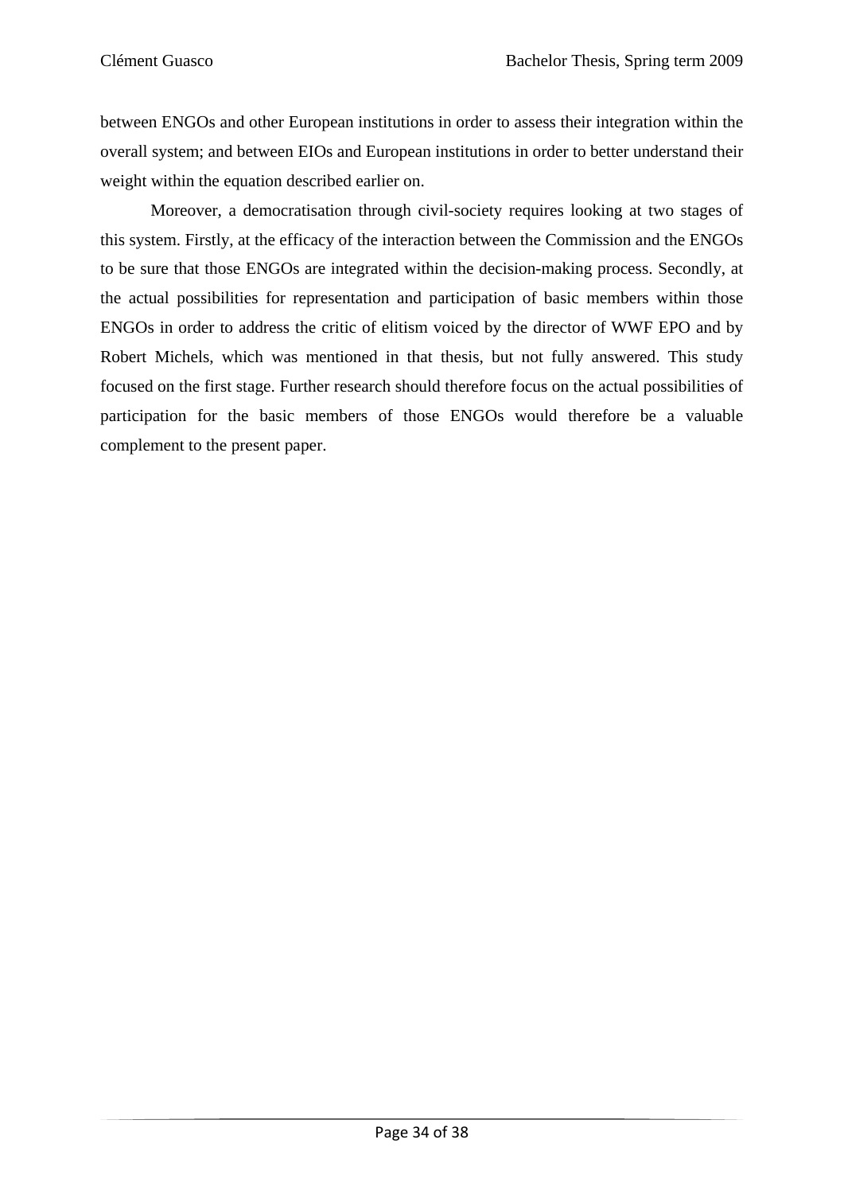between ENGOs and other European institutions in order to assess their integration within the overall system; and between EIOs and European institutions in order to better understand their weight within the equation described earlier on.

Moreover, a democratisation through civil-society requires looking at two stages of this system. Firstly, at the efficacy of the interaction between the Commission and the ENGOs to be sure that those ENGOs are integrated within the decision-making process. Secondly, at the actual possibilities for representation and participation of basic members within those ENGOs in order to address the critic of elitism voiced by the director of WWF EPO and by Robert Michels, which was mentioned in that thesis, but not fully answered. This study focused on the first stage. Further research should therefore focus on the actual possibilities of participation for the basic members of those ENGOs would therefore be a valuable complement to the present paper.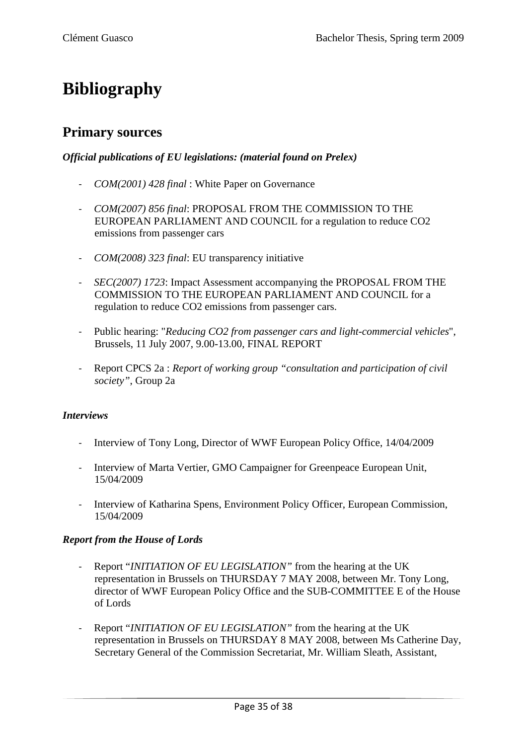# Bibliography

## Primary sources

***Official publications of EU legislations: (material found on Prelex)***

- *COM(2001) 428 final* : White Paper on Governance
- *COM(2007) 856 final*: PROPOSAL FROM THE COMMISSION TO THE EUROPEAN PARLIAMENT AND COUNCIL for a regulation to reduce CO2 emissions from passenger cars
- *COM(2008) 323 final*: EU transparency initiative
- *SEC(2007) 1723*: Impact Assessment accompanying the PROPOSAL FROM THE COMMISSION TO THE EUROPEAN PARLIAMENT AND COUNCIL for a regulation to reduce CO2 emissions from passenger cars.
- Public hearing: "*Reducing CO2 from passenger cars and light-commercial vehicles*", Brussels, 11 July 2007, 9.00-13.00, FINAL REPORT
- Report CPCS 2a : *Report of working group "consultation and participation of civil society"*, Group 2a

***Interviews***

- Interview of Tony Long, Director of WWF European Policy Office, 14/04/2009
- Interview of Marta Vertier, GMO Campaigner for Greenpeace European Unit, 15/04/2009
- Interview of Katharina Spens, Environment Policy Officer, European Commission, 15/04/2009

***Report from the House of Lords***

- Report "*INITIATION OF EU LEGISLATION"* from the hearing at the UK representation in Brussels on THURSDAY 7 MAY 2008, between Mr. Tony Long, director of WWF European Policy Office and the SUB-COMMITTEE E of the House of Lords
- Report "*INITIATION OF EU LEGISLATION"* from the hearing at the UK representation in Brussels on THURSDAY 8 MAY 2008, between Ms Catherine Day, Secretary General of the Commission Secretariat, Mr. William Sleath, Assistant,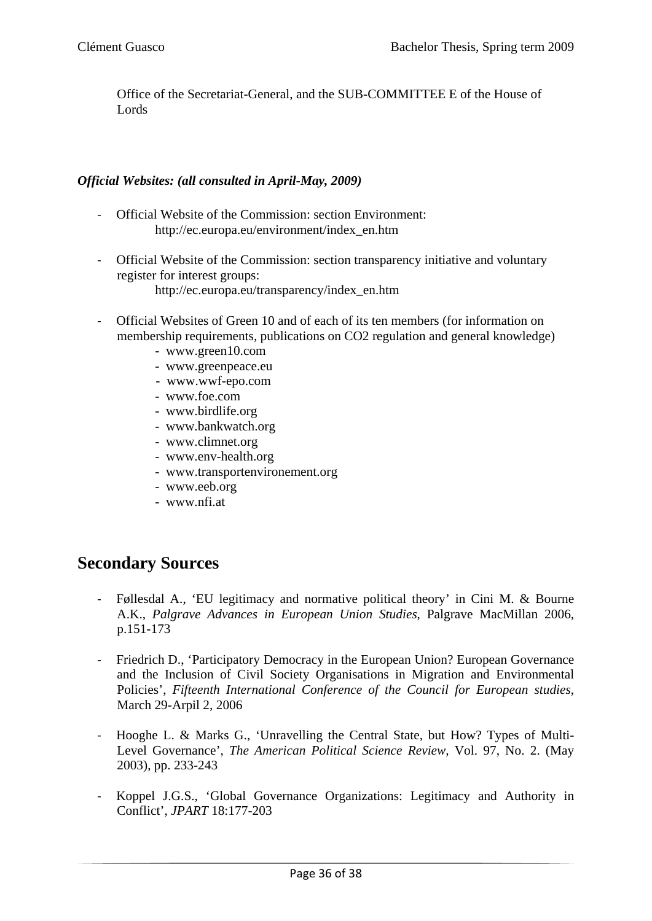Office of the Secretariat-General, and the SUB-COMMITTEE E of the House of Lords

***Official Websites: (all consulted in April-May, 2009)***

- Official Website of the Commission: section Environment:
  http://ec.europa.eu/environment/index_en.htm

- Official Website of the Commission: section transparency initiative and voluntary register for interest groups:
  http://ec.europa.eu/transparency/index_en.htm

- Official Websites of Green 10 and of each of its ten members (for information on membership requirements, publications on CO2 regulation and general knowledge)
  - www.green10.com
  - www.greenpeace.eu
  - www.wwf-epo.com
  - www.foe.com
  - www.birdlife.org
  - www.bankwatch.org
  - www.climnet.org
  - www.env-health.org
  - www.transportenvironement.org
  - www.eeb.org
  - www.nfi.at

# Secondary Sources

- Føllesdal A., 'EU legitimacy and normative political theory' in Cini M. & Bourne A.K., *Palgrave Advances in European Union Studies*, Palgrave MacMillan 2006, p.151-173

- Friedrich D., 'Participatory Democracy in the European Union? European Governance and the Inclusion of Civil Society Organisations in Migration and Environmental Policies', *Fifteenth International Conference of the Council for European studies*, March 29-Arpil 2, 2006

- Hooghe L. & Marks G., 'Unravelling the Central State, but How? Types of Multi-Level Governance', *The American Political Science Review*, Vol. 97, No. 2. (May 2003), pp. 233-243

- Koppel J.G.S., 'Global Governance Organizations: Legitimacy and Authority in Conflict', *JPART* 18:177-203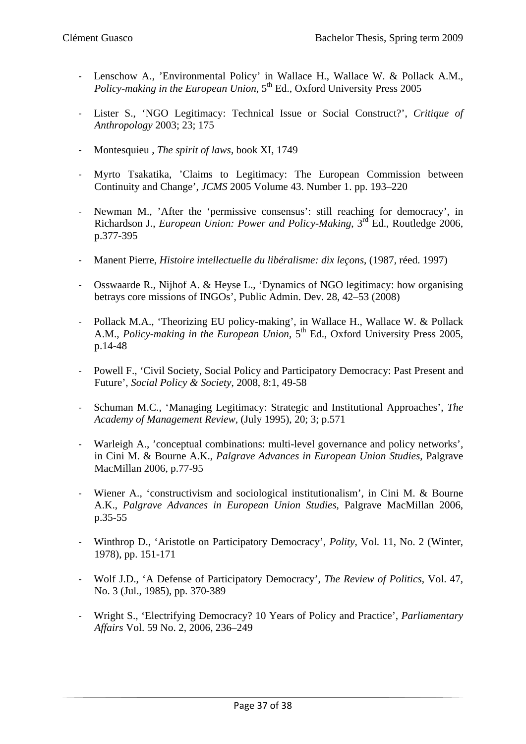- Lenschow A., 'Environmental Policy' in Wallace H., Wallace W. & Pollack A.M., *Policy-making in the European Union*, 5th Ed., Oxford University Press 2005

- Lister S., 'NGO Legitimacy: Technical Issue or Social Construct?', *Critique of Anthropology* 2003; 23; 175

- Montesquieu , *The spirit of laws*, book XI, 1749

- Myrto Tsakatika, 'Claims to Legitimacy: The European Commission between Continuity and Change', *JCMS* 2005 Volume 43. Number 1. pp. 193–220

- Newman M., 'After the 'permissive consensus': still reaching for democracy', in Richardson J., *European Union: Power and Policy-Making*, 3rd Ed., Routledge 2006, p.377-395

- Manent Pierre, *Histoire intellectuelle du libéralisme: dix leçons*, (1987, rééd. 1997)

- Osswaarde R., Nijhof A. & Heyse L., 'Dynamics of NGO legitimacy: how organising betrays core missions of INGOs', Public Admin. Dev. 28, 42–53 (2008)

- Pollack M.A., 'Theorizing EU policy-making', in Wallace H., Wallace W. & Pollack A.M., *Policy-making in the European Union*, 5th Ed., Oxford University Press 2005, p.14-48

- Powell F., 'Civil Society, Social Policy and Participatory Democracy: Past Present and Future', *Social Policy & Society*, 2008, 8:1, 49-58

- Schuman M.C., 'Managing Legitimacy: Strategic and Institutional Approaches', *The Academy of Management Review*, (July 1995), 20; 3; p.571

- Warleigh A., 'conceptual combinations: multi-level governance and policy networks', in Cini M. & Bourne A.K., *Palgrave Advances in European Union Studies*, Palgrave MacMillan 2006, p.77-95

- Wiener A., 'constructivism and sociological institutionalism', in Cini M. & Bourne A.K., *Palgrave Advances in European Union Studies*, Palgrave MacMillan 2006, p.35-55

- Winthrop D., 'Aristotle on Participatory Democracy', *Polity*, Vol. 11, No. 2 (Winter, 1978), pp. 151-171

- Wolf J.D., 'A Defense of Participatory Democracy', *The Review of Politics*, Vol. 47, No. 3 (Jul., 1985), pp. 370-389

- Wright S., 'Electrifying Democracy? 10 Years of Policy and Practice', *Parliamentary Affairs* Vol. 59 No. 2, 2006, 236–249